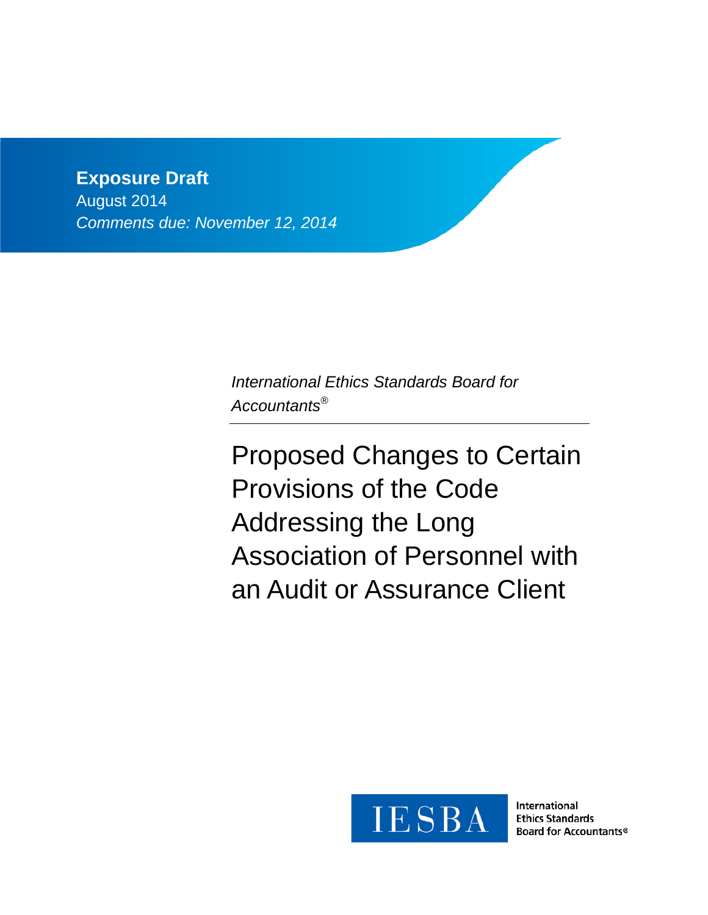**Exposure Draft**
August 2014
*Comments due: November 12, 2014*

*International Ethics Standards Board for Accountants®*

# Proposed Changes to Certain Provisions of the Code Addressing the Long Association of Personnel with an Audit or Assurance Client

IESBA

International Ethics Standards Board for Accountants®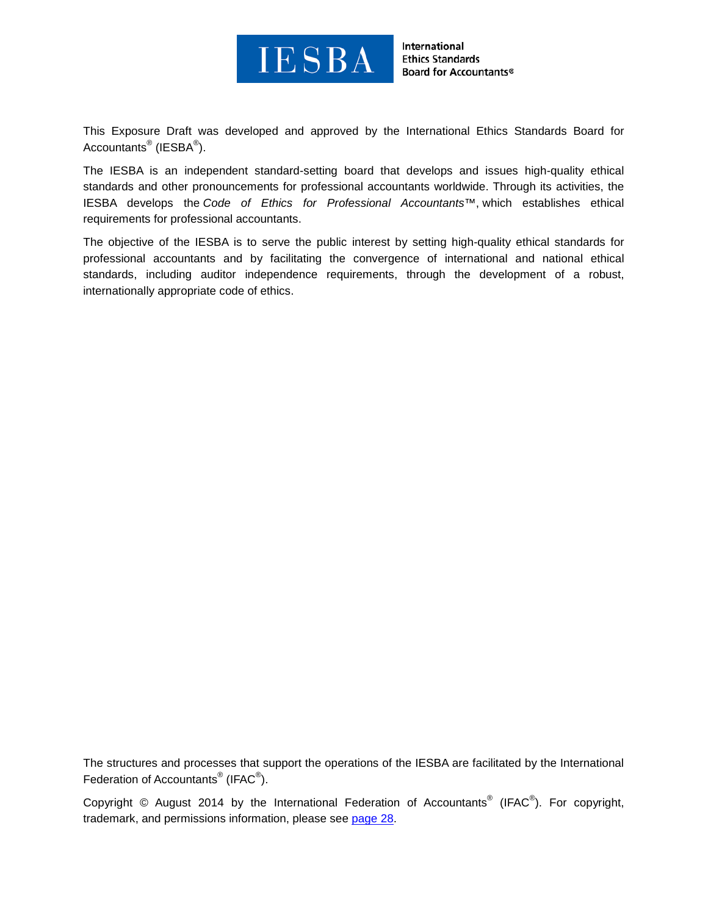This Exposure Draft was developed and approved by the International Ethics Standards Board for Accountants® (IESBA®).

The IESBA is an independent standard-setting board that develops and issues high-quality ethical standards and other pronouncements for professional accountants worldwide. Through its activities, the IESBA develops the *Code of Ethics for Professional Accountants*™, which establishes ethical requirements for professional accountants.

The objective of the IESBA is to serve the public interest by setting high-quality ethical standards for professional accountants and by facilitating the convergence of international and national ethical standards, including auditor independence requirements, through the development of a robust, internationally appropriate code of ethics.

The structures and processes that support the operations of the IESBA are facilitated by the International Federation of Accountants® (IFAC®).

Copyright © August 2014 by the International Federation of Accountants® (IFAC®). For copyright, trademark, and permissions information, please see page 28.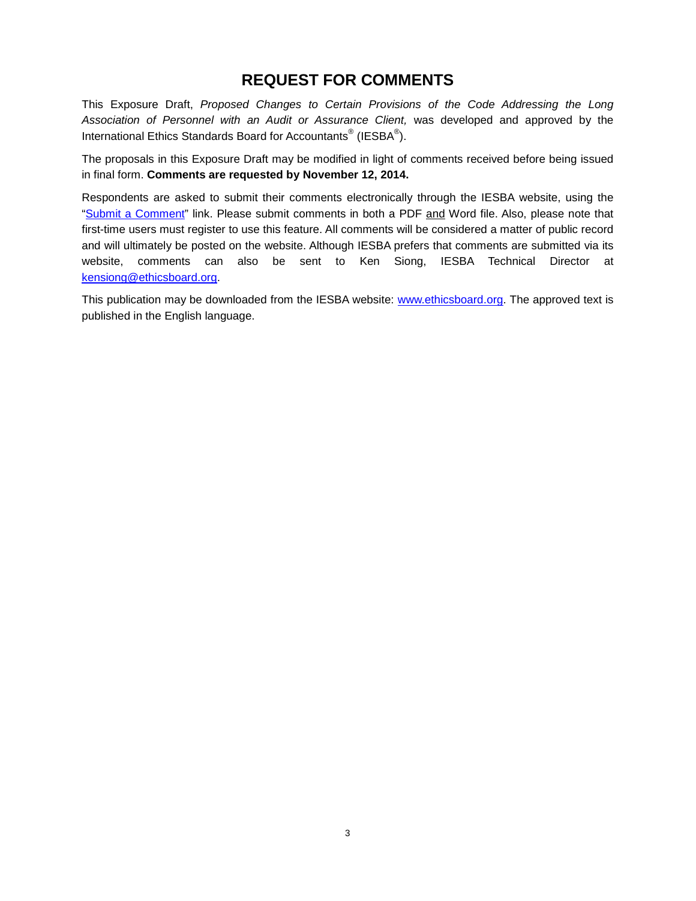# REQUEST FOR COMMENTS

This Exposure Draft, *Proposed Changes to Certain Provisions of the Code Addressing the Long Association of Personnel with an Audit or Assurance Client,* was developed and approved by the International Ethics Standards Board for Accountants® (IESBA®).

The proposals in this Exposure Draft may be modified in light of comments received before being issued in final form. **Comments are requested by November 12, 2014.**

Respondents are asked to submit their comments electronically through the IESBA website, using the "Submit a Comment" link. Please submit comments in both a PDF and Word file. Also, please note that first-time users must register to use this feature. All comments will be considered a matter of public record and will ultimately be posted on the website. Although IESBA prefers that comments are submitted via its website, comments can also be sent to Ken Siong, IESBA Technical Director at kensiong@ethicsboard.org.

This publication may be downloaded from the IESBA website: www.ethicsboard.org. The approved text is published in the English language.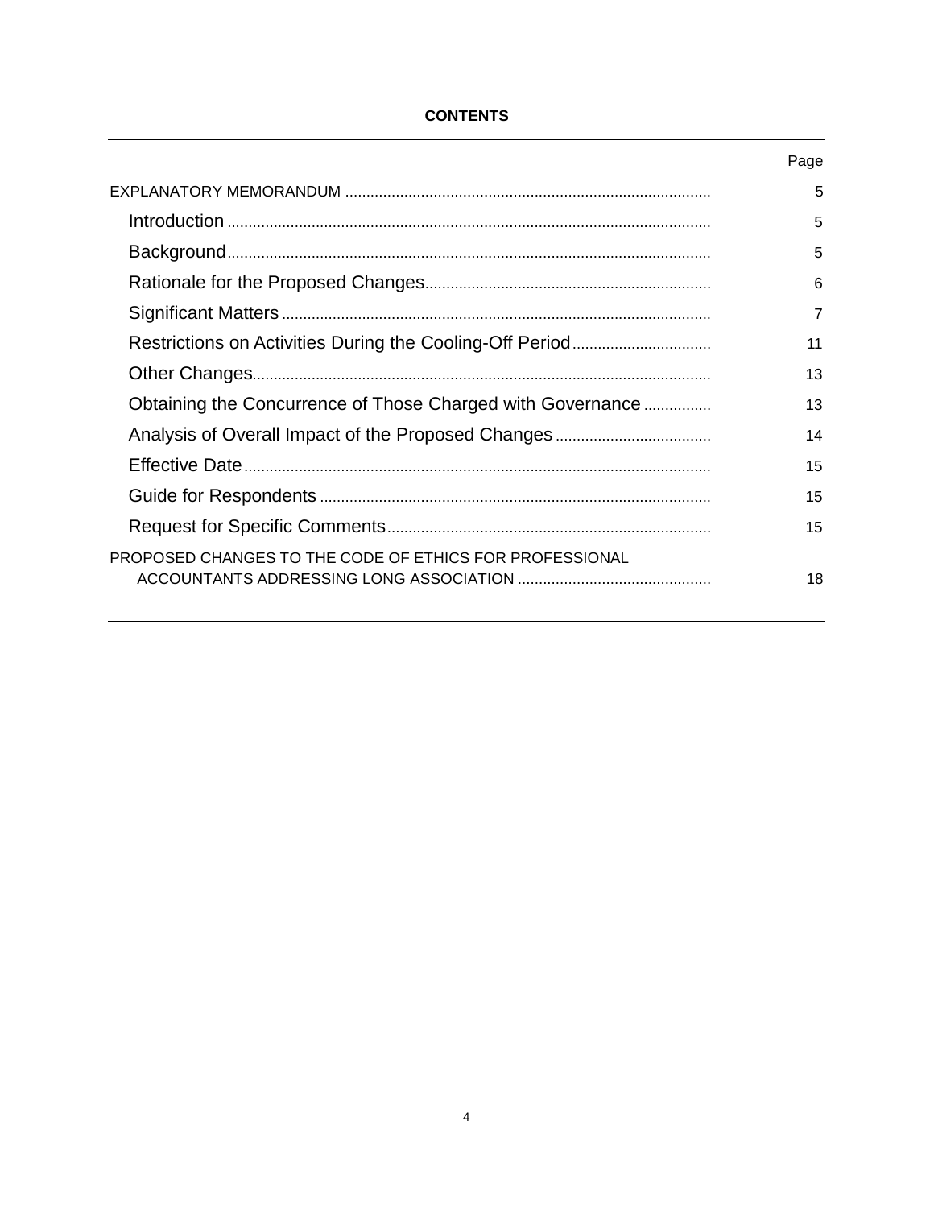**CONTENTS**

| | Page |
|---|---|
| EXPLANATORY MEMORANDUM | 5 |
| Introduction | 5 |
| Background | 5 |
| Rationale for the Proposed Changes | 6 |
| Significant Matters | 7 |
| Restrictions on Activities During the Cooling-Off Period | 11 |
| Other Changes | 13 |
| Obtaining the Concurrence of Those Charged with Governance | 13 |
| Analysis of Overall Impact of the Proposed Changes | 14 |
| Effective Date | 15 |
| Guide for Respondents | 15 |
| Request for Specific Comments | 15 |
| PROPOSED CHANGES TO THE CODE OF ETHICS FOR PROFESSIONAL ACCOUNTANTS ADDRESSING LONG ASSOCIATION | 18 |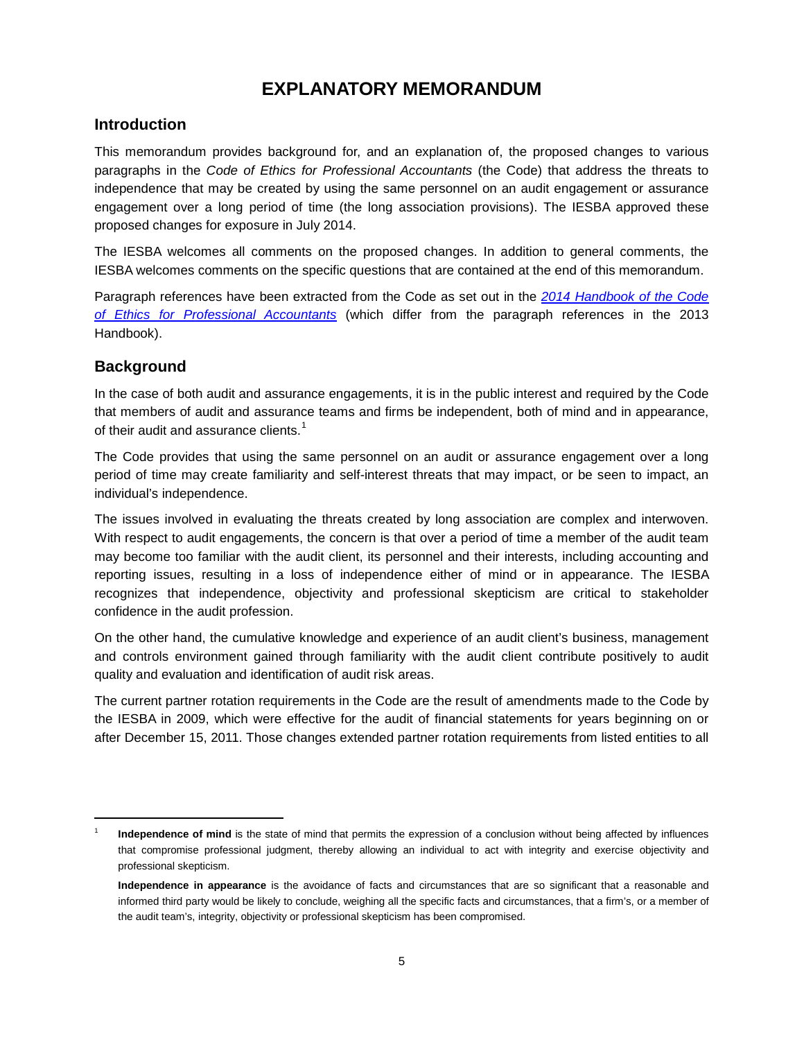# EXPLANATORY MEMORANDUM

## Introduction

This memorandum provides background for, and an explanation of, the proposed changes to various paragraphs in the *Code of Ethics for Professional Accountants* (the Code) that address the threats to independence that may be created by using the same personnel on an audit engagement or assurance engagement over a long period of time (the long association provisions). The IESBA approved these proposed changes for exposure in July 2014.

The IESBA welcomes all comments on the proposed changes. In addition to general comments, the IESBA welcomes comments on the specific questions that are contained at the end of this memorandum.

Paragraph references have been extracted from the Code as set out in the *2014 Handbook of the Code of Ethics for Professional Accountants* (which differ from the paragraph references in the 2013 Handbook).

## Background

In the case of both audit and assurance engagements, it is in the public interest and required by the Code that members of audit and assurance teams and firms be independent, both of mind and in appearance, of their audit and assurance clients.[1]

The Code provides that using the same personnel on an audit or assurance engagement over a long period of time may create familiarity and self-interest threats that may impact, or be seen to impact, an individual's independence.

The issues involved in evaluating the threats created by long association are complex and interwoven. With respect to audit engagements, the concern is that over a period of time a member of the audit team may become too familiar with the audit client, its personnel and their interests, including accounting and reporting issues, resulting in a loss of independence either of mind or in appearance. The IESBA recognizes that independence, objectivity and professional skepticism are critical to stakeholder confidence in the audit profession.

On the other hand, the cumulative knowledge and experience of an audit client's business, management and controls environment gained through familiarity with the audit client contribute positively to audit quality and evaluation and identification of audit risk areas.

The current partner rotation requirements in the Code are the result of amendments made to the Code by the IESBA in 2009, which were effective for the audit of financial statements for years beginning on or after December 15, 2011. Those changes extended partner rotation requirements from listed entities to all

---

[1] **Independence of mind** is the state of mind that permits the expression of a conclusion without being affected by influences that compromise professional judgment, thereby allowing an individual to act with integrity and exercise objectivity and professional skepticism.

**Independence in appearance** is the avoidance of facts and circumstances that are so significant that a reasonable and informed third party would be likely to conclude, weighing all the specific facts and circumstances, that a firm's, or a member of the audit team's, integrity, objectivity or professional skepticism has been compromised.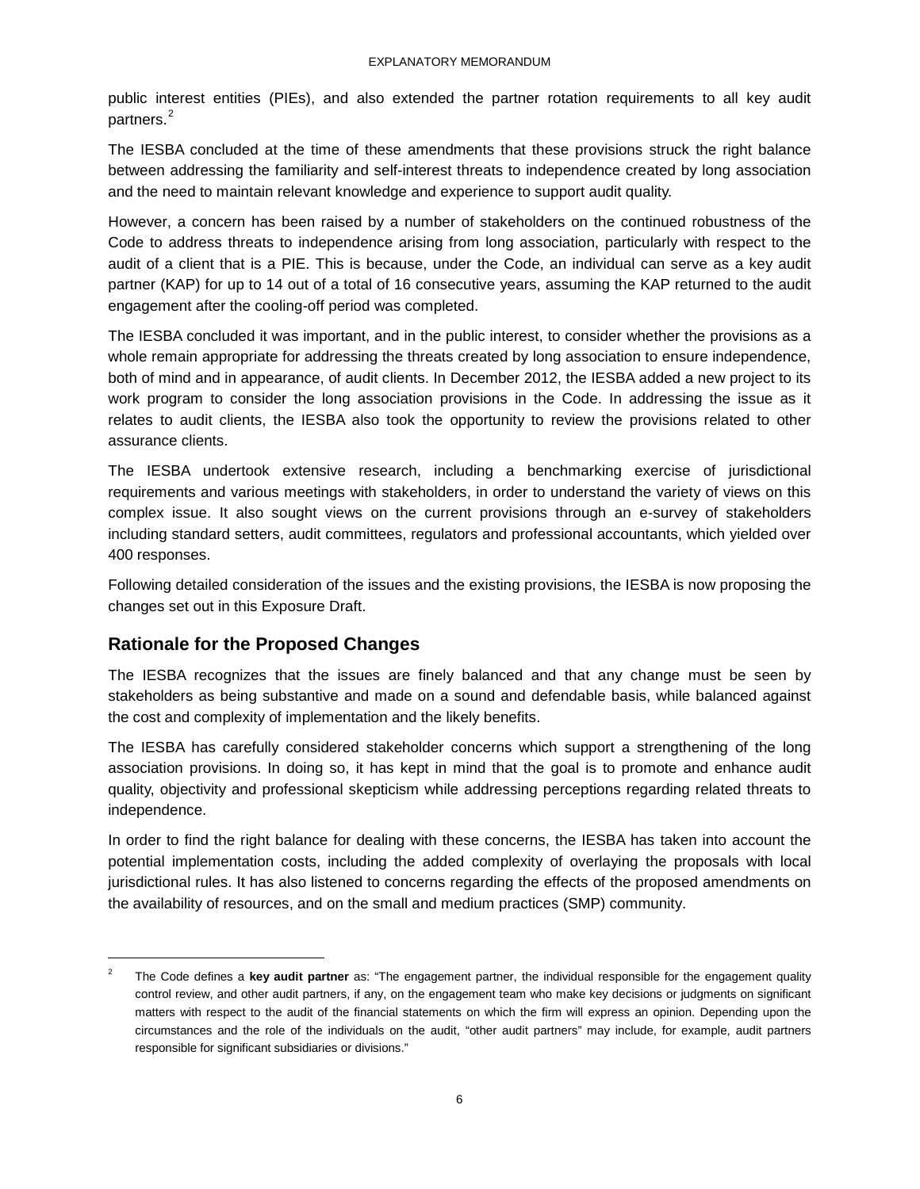public interest entities (PIEs), and also extended the partner rotation requirements to all key audit partners.[2]

The IESBA concluded at the time of these amendments that these provisions struck the right balance between addressing the familiarity and self-interest threats to independence created by long association and the need to maintain relevant knowledge and experience to support audit quality.

However, a concern has been raised by a number of stakeholders on the continued robustness of the Code to address threats to independence arising from long association, particularly with respect to the audit of a client that is a PIE. This is because, under the Code, an individual can serve as a key audit partner (KAP) for up to 14 out of a total of 16 consecutive years, assuming the KAP returned to the audit engagement after the cooling-off period was completed.

The IESBA concluded it was important, and in the public interest, to consider whether the provisions as a whole remain appropriate for addressing the threats created by long association to ensure independence, both of mind and in appearance, of audit clients. In December 2012, the IESBA added a new project to its work program to consider the long association provisions in the Code. In addressing the issue as it relates to audit clients, the IESBA also took the opportunity to review the provisions related to other assurance clients.

The IESBA undertook extensive research, including a benchmarking exercise of jurisdictional requirements and various meetings with stakeholders, in order to understand the variety of views on this complex issue. It also sought views on the current provisions through an e-survey of stakeholders including standard setters, audit committees, regulators and professional accountants, which yielded over 400 responses.

Following detailed consideration of the issues and the existing provisions, the IESBA is now proposing the changes set out in this Exposure Draft.

## Rationale for the Proposed Changes

The IESBA recognizes that the issues are finely balanced and that any change must be seen by stakeholders as being substantive and made on a sound and defendable basis, while balanced against the cost and complexity of implementation and the likely benefits.

The IESBA has carefully considered stakeholder concerns which support a strengthening of the long association provisions. In doing so, it has kept in mind that the goal is to promote and enhance audit quality, objectivity and professional skepticism while addressing perceptions regarding related threats to independence.

In order to find the right balance for dealing with these concerns, the IESBA has taken into account the potential implementation costs, including the added complexity of overlaying the proposals with local jurisdictional rules. It has also listened to concerns regarding the effects of the proposed amendments on the availability of resources, and on the small and medium practices (SMP) community.

---

[2] The Code defines a **key audit partner** as: "The engagement partner, the individual responsible for the engagement quality control review, and other audit partners, if any, on the engagement team who make key decisions or judgments on significant matters with respect to the audit of the financial statements on which the firm will express an opinion. Depending upon the circumstances and the role of the individuals on the audit, "other audit partners" may include, for example, audit partners responsible for significant subsidiaries or divisions."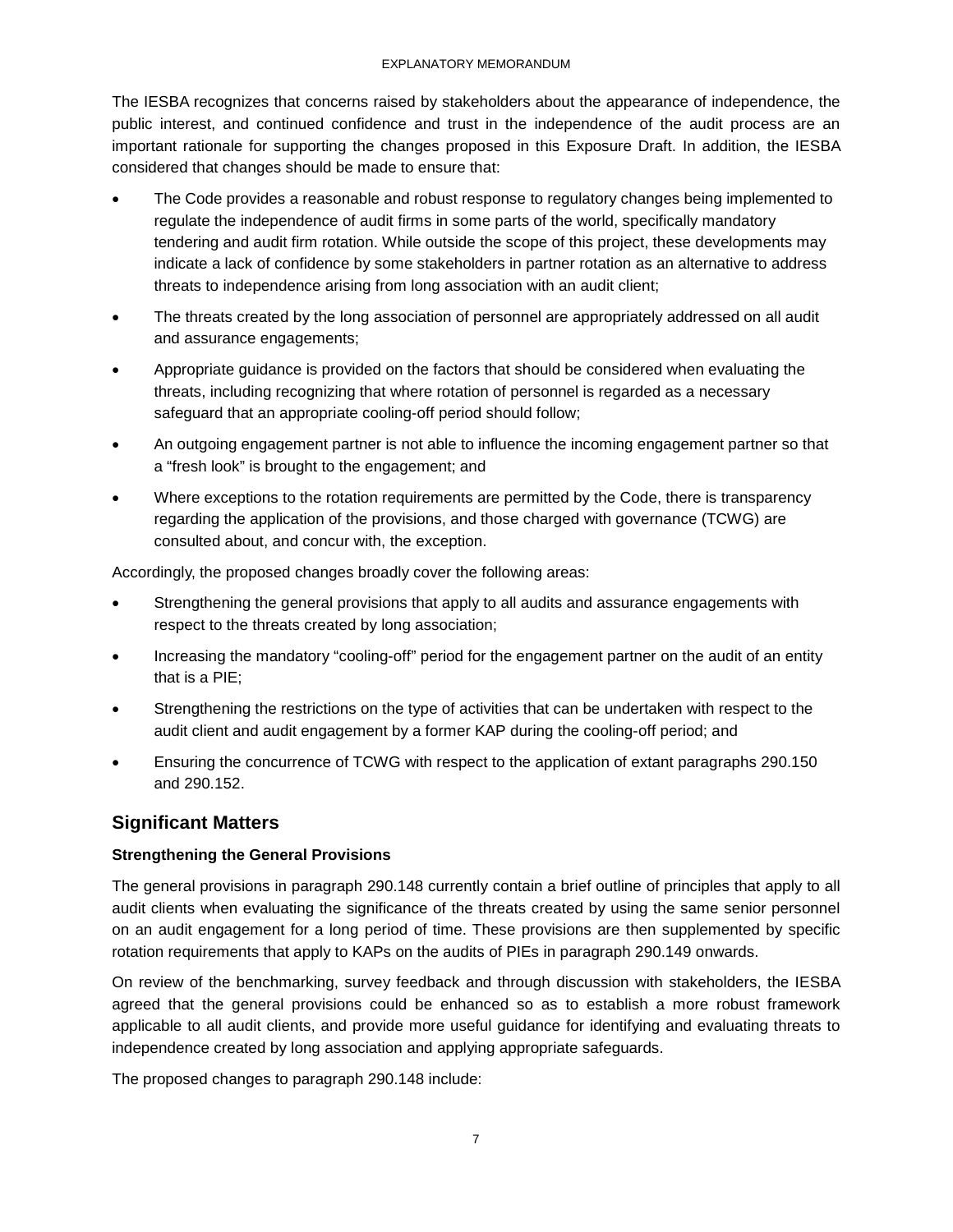The IESBA recognizes that concerns raised by stakeholders about the appearance of independence, the public interest, and continued confidence and trust in the independence of the audit process are an important rationale for supporting the changes proposed in this Exposure Draft. In addition, the IESBA considered that changes should be made to ensure that:

- The Code provides a reasonable and robust response to regulatory changes being implemented to regulate the independence of audit firms in some parts of the world, specifically mandatory tendering and audit firm rotation. While outside the scope of this project, these developments may indicate a lack of confidence by some stakeholders in partner rotation as an alternative to address threats to independence arising from long association with an audit client;
- The threats created by the long association of personnel are appropriately addressed on all audit and assurance engagements;
- Appropriate guidance is provided on the factors that should be considered when evaluating the threats, including recognizing that where rotation of personnel is regarded as a necessary safeguard that an appropriate cooling-off period should follow;
- An outgoing engagement partner is not able to influence the incoming engagement partner so that a "fresh look" is brought to the engagement; and
- Where exceptions to the rotation requirements are permitted by the Code, there is transparency regarding the application of the provisions, and those charged with governance (TCWG) are consulted about, and concur with, the exception.

Accordingly, the proposed changes broadly cover the following areas:

- Strengthening the general provisions that apply to all audits and assurance engagements with respect to the threats created by long association;
- Increasing the mandatory "cooling-off" period for the engagement partner on the audit of an entity that is a PIE;
- Strengthening the restrictions on the type of activities that can be undertaken with respect to the audit client and audit engagement by a former KAP during the cooling-off period; and
- Ensuring the concurrence of TCWG with respect to the application of extant paragraphs 290.150 and 290.152.

## Significant Matters

### Strengthening the General Provisions

The general provisions in paragraph 290.148 currently contain a brief outline of principles that apply to all audit clients when evaluating the significance of the threats created by using the same senior personnel on an audit engagement for a long period of time. These provisions are then supplemented by specific rotation requirements that apply to KAPs on the audits of PIEs in paragraph 290.149 onwards.

On review of the benchmarking, survey feedback and through discussion with stakeholders, the IESBA agreed that the general provisions could be enhanced so as to establish a more robust framework applicable to all audit clients, and provide more useful guidance for identifying and evaluating threats to independence created by long association and applying appropriate safeguards.

The proposed changes to paragraph 290.148 include: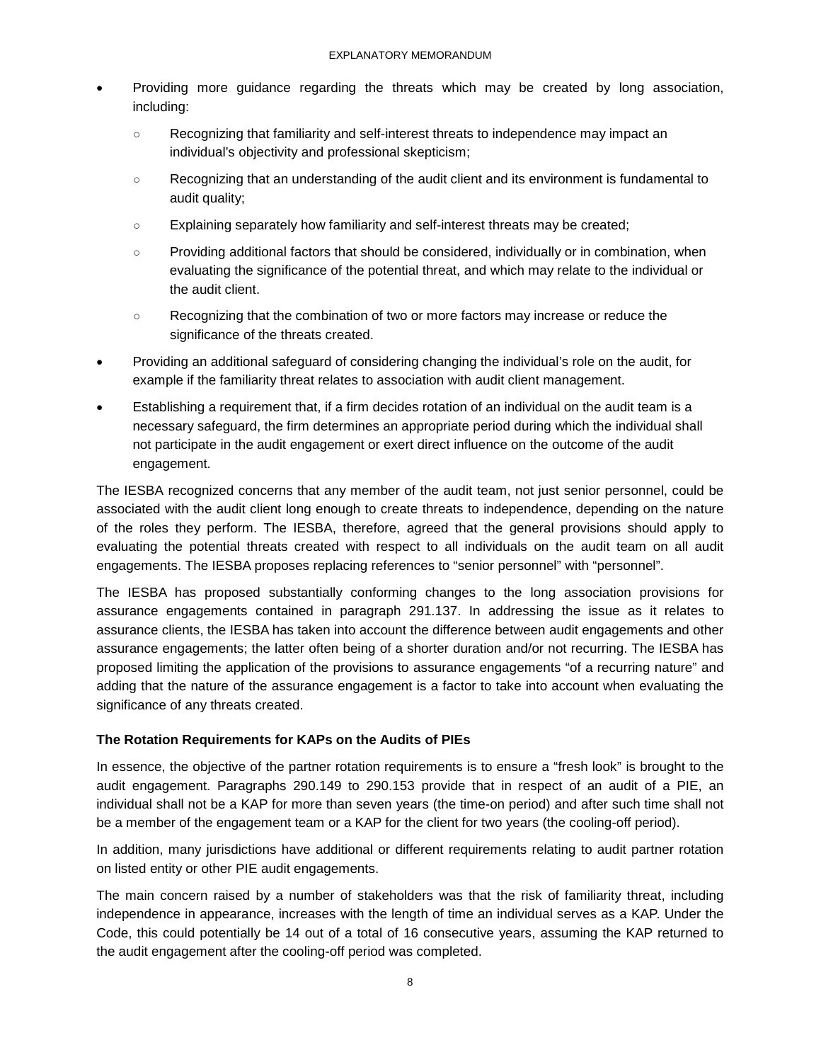- Providing more guidance regarding the threats which may be created by long association, including:
  - Recognizing that familiarity and self-interest threats to independence may impact an individual's objectivity and professional skepticism;
  - Recognizing that an understanding of the audit client and its environment is fundamental to audit quality;
  - Explaining separately how familiarity and self-interest threats may be created;
  - Providing additional factors that should be considered, individually or in combination, when evaluating the significance of the potential threat, and which may relate to the individual or the audit client.
  - Recognizing that the combination of two or more factors may increase or reduce the significance of the threats created.
- Providing an additional safeguard of considering changing the individual's role on the audit, for example if the familiarity threat relates to association with audit client management.
- Establishing a requirement that, if a firm decides rotation of an individual on the audit team is a necessary safeguard, the firm determines an appropriate period during which the individual shall not participate in the audit engagement or exert direct influence on the outcome of the audit engagement.

The IESBA recognized concerns that any member of the audit team, not just senior personnel, could be associated with the audit client long enough to create threats to independence, depending on the nature of the roles they perform. The IESBA, therefore, agreed that the general provisions should apply to evaluating the potential threats created with respect to all individuals on the audit team on all audit engagements. The IESBA proposes replacing references to "senior personnel" with "personnel".

The IESBA has proposed substantially conforming changes to the long association provisions for assurance engagements contained in paragraph 291.137. In addressing the issue as it relates to assurance clients, the IESBA has taken into account the difference between audit engagements and other assurance engagements; the latter often being of a shorter duration and/or not recurring. The IESBA has proposed limiting the application of the provisions to assurance engagements "of a recurring nature" and adding that the nature of the assurance engagement is a factor to take into account when evaluating the significance of any threats created.

### The Rotation Requirements for KAPs on the Audits of PIEs

In essence, the objective of the partner rotation requirements is to ensure a "fresh look" is brought to the audit engagement. Paragraphs 290.149 to 290.153 provide that in respect of an audit of a PIE, an individual shall not be a KAP for more than seven years (the time-on period) and after such time shall not be a member of the engagement team or a KAP for the client for two years (the cooling-off period).

In addition, many jurisdictions have additional or different requirements relating to audit partner rotation on listed entity or other PIE audit engagements.

The main concern raised by a number of stakeholders was that the risk of familiarity threat, including independence in appearance, increases with the length of time an individual serves as a KAP. Under the Code, this could potentially be 14 out of a total of 16 consecutive years, assuming the KAP returned to the audit engagement after the cooling-off period was completed.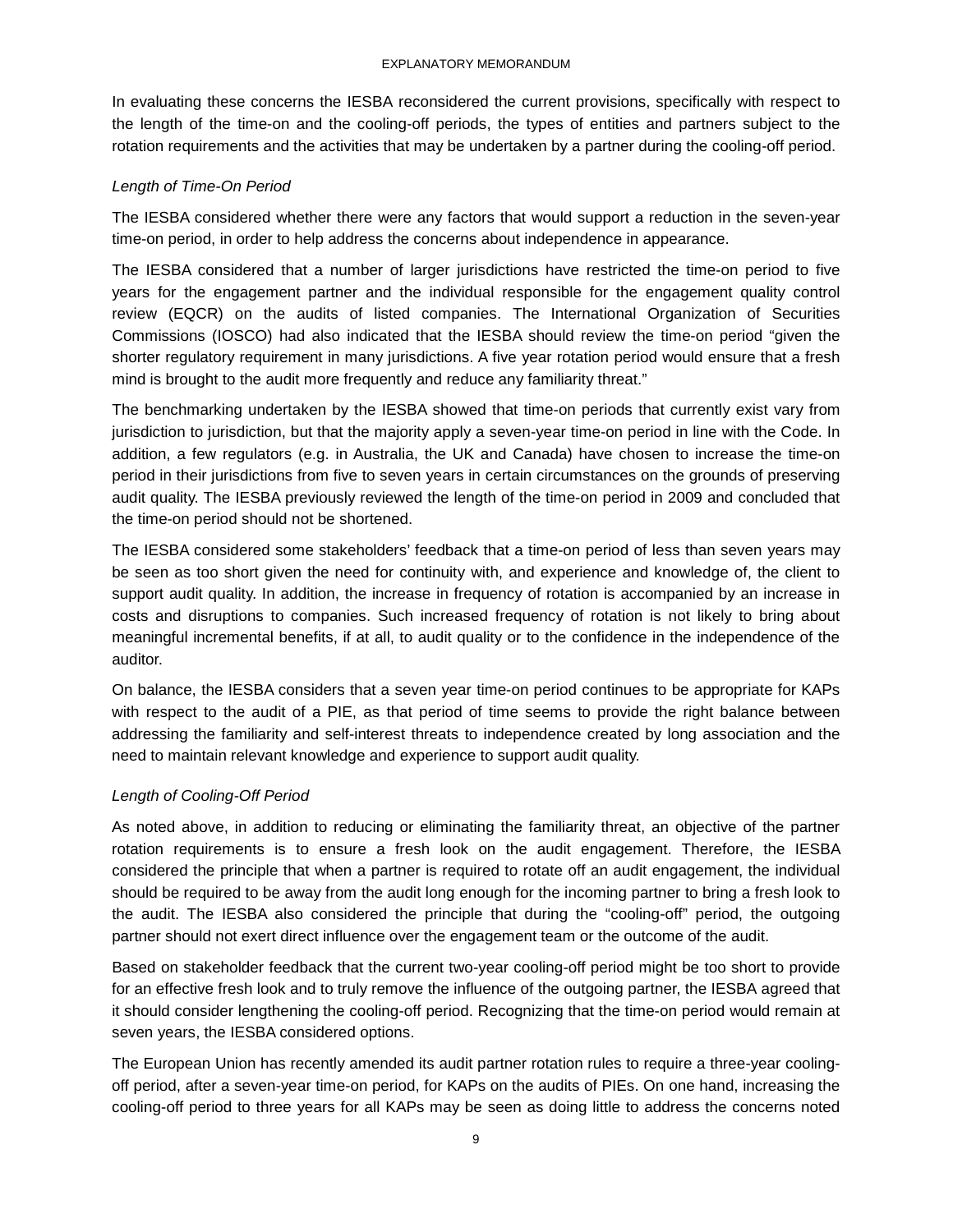In evaluating these concerns the IESBA reconsidered the current provisions, specifically with respect to the length of the time-on and the cooling-off periods, the types of entities and partners subject to the rotation requirements and the activities that may be undertaken by a partner during the cooling-off period.

*Length of Time-On Period*

The IESBA considered whether there were any factors that would support a reduction in the seven-year time-on period, in order to help address the concerns about independence in appearance.

The IESBA considered that a number of larger jurisdictions have restricted the time-on period to five years for the engagement partner and the individual responsible for the engagement quality control review (EQCR) on the audits of listed companies. The International Organization of Securities Commissions (IOSCO) had also indicated that the IESBA should review the time-on period "given the shorter regulatory requirement in many jurisdictions. A five year rotation period would ensure that a fresh mind is brought to the audit more frequently and reduce any familiarity threat."

The benchmarking undertaken by the IESBA showed that time-on periods that currently exist vary from jurisdiction to jurisdiction, but that the majority apply a seven-year time-on period in line with the Code. In addition, a few regulators (e.g. in Australia, the UK and Canada) have chosen to increase the time-on period in their jurisdictions from five to seven years in certain circumstances on the grounds of preserving audit quality. The IESBA previously reviewed the length of the time-on period in 2009 and concluded that the time-on period should not be shortened.

The IESBA considered some stakeholders' feedback that a time-on period of less than seven years may be seen as too short given the need for continuity with, and experience and knowledge of, the client to support audit quality. In addition, the increase in frequency of rotation is accompanied by an increase in costs and disruptions to companies. Such increased frequency of rotation is not likely to bring about meaningful incremental benefits, if at all, to audit quality or to the confidence in the independence of the auditor.

On balance, the IESBA considers that a seven year time-on period continues to be appropriate for KAPs with respect to the audit of a PIE, as that period of time seems to provide the right balance between addressing the familiarity and self-interest threats to independence created by long association and the need to maintain relevant knowledge and experience to support audit quality.

*Length of Cooling-Off Period*

As noted above, in addition to reducing or eliminating the familiarity threat, an objective of the partner rotation requirements is to ensure a fresh look on the audit engagement. Therefore, the IESBA considered the principle that when a partner is required to rotate off an audit engagement, the individual should be required to be away from the audit long enough for the incoming partner to bring a fresh look to the audit. The IESBA also considered the principle that during the "cooling-off" period, the outgoing partner should not exert direct influence over the engagement team or the outcome of the audit.

Based on stakeholder feedback that the current two-year cooling-off period might be too short to provide for an effective fresh look and to truly remove the influence of the outgoing partner, the IESBA agreed that it should consider lengthening the cooling-off period. Recognizing that the time-on period would remain at seven years, the IESBA considered options.

The European Union has recently amended its audit partner rotation rules to require a three-year cooling-off period, after a seven-year time-on period, for KAPs on the audits of PIEs. On one hand, increasing the cooling-off period to three years for all KAPs may be seen as doing little to address the concerns noted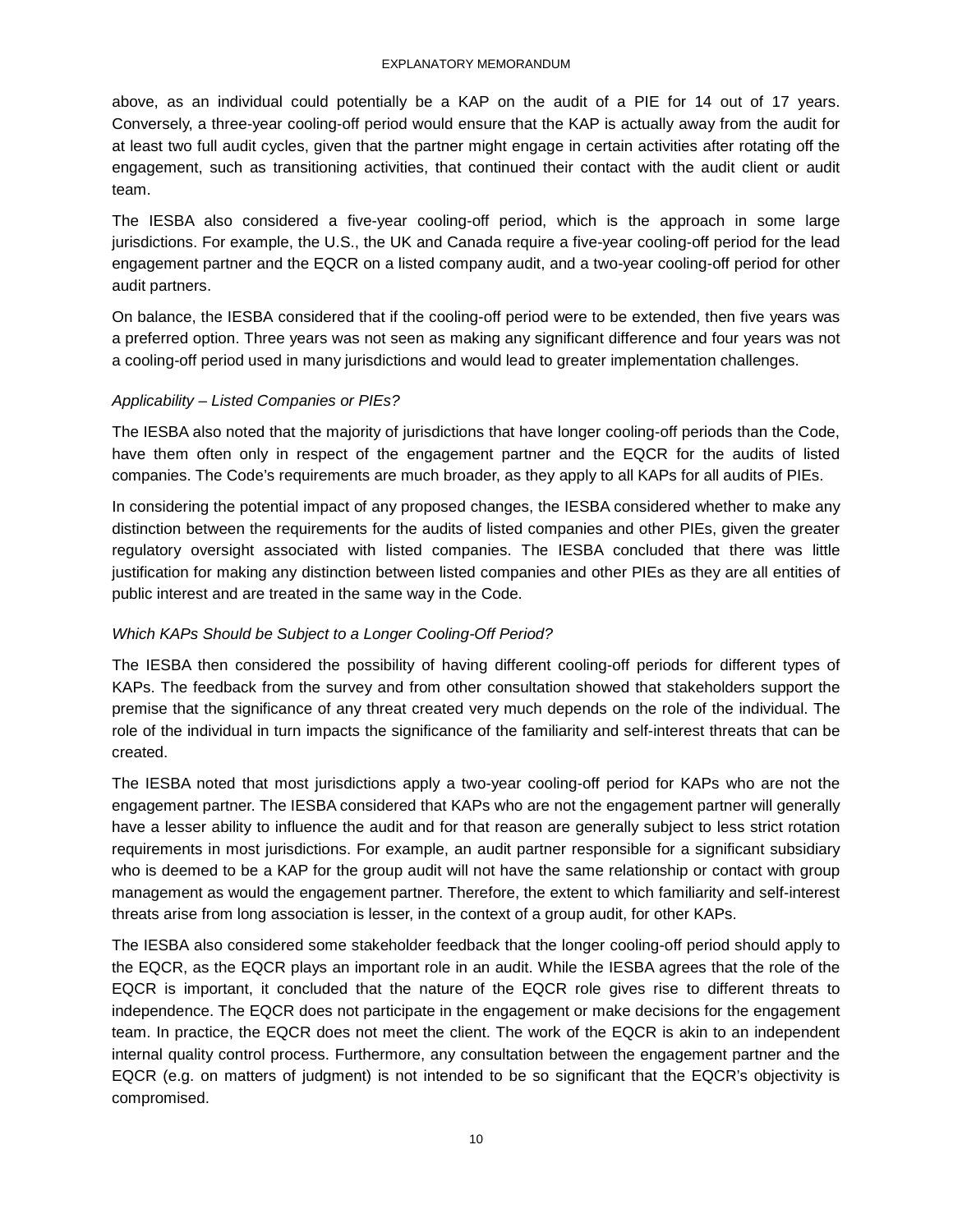above, as an individual could potentially be a KAP on the audit of a PIE for 14 out of 17 years. Conversely, a three-year cooling-off period would ensure that the KAP is actually away from the audit for at least two full audit cycles, given that the partner might engage in certain activities after rotating off the engagement, such as transitioning activities, that continued their contact with the audit client or audit team.

The IESBA also considered a five-year cooling-off period, which is the approach in some large jurisdictions. For example, the U.S., the UK and Canada require a five-year cooling-off period for the lead engagement partner and the EQCR on a listed company audit, and a two-year cooling-off period for other audit partners.

On balance, the IESBA considered that if the cooling-off period were to be extended, then five years was a preferred option. Three years was not seen as making any significant difference and four years was not a cooling-off period used in many jurisdictions and would lead to greater implementation challenges.

*Applicability – Listed Companies or PIEs?*

The IESBA also noted that the majority of jurisdictions that have longer cooling-off periods than the Code, have them often only in respect of the engagement partner and the EQCR for the audits of listed companies. The Code's requirements are much broader, as they apply to all KAPs for all audits of PIEs.

In considering the potential impact of any proposed changes, the IESBA considered whether to make any distinction between the requirements for the audits of listed companies and other PIEs, given the greater regulatory oversight associated with listed companies. The IESBA concluded that there was little justification for making any distinction between listed companies and other PIEs as they are all entities of public interest and are treated in the same way in the Code.

*Which KAPs Should be Subject to a Longer Cooling-Off Period?*

The IESBA then considered the possibility of having different cooling-off periods for different types of KAPs. The feedback from the survey and from other consultation showed that stakeholders support the premise that the significance of any threat created very much depends on the role of the individual. The role of the individual in turn impacts the significance of the familiarity and self-interest threats that can be created.

The IESBA noted that most jurisdictions apply a two-year cooling-off period for KAPs who are not the engagement partner. The IESBA considered that KAPs who are not the engagement partner will generally have a lesser ability to influence the audit and for that reason are generally subject to less strict rotation requirements in most jurisdictions. For example, an audit partner responsible for a significant subsidiary who is deemed to be a KAP for the group audit will not have the same relationship or contact with group management as would the engagement partner. Therefore, the extent to which familiarity and self-interest threats arise from long association is lesser, in the context of a group audit, for other KAPs.

The IESBA also considered some stakeholder feedback that the longer cooling-off period should apply to the EQCR, as the EQCR plays an important role in an audit. While the IESBA agrees that the role of the EQCR is important, it concluded that the nature of the EQCR role gives rise to different threats to independence. The EQCR does not participate in the engagement or make decisions for the engagement team. In practice, the EQCR does not meet the client. The work of the EQCR is akin to an independent internal quality control process. Furthermore, any consultation between the engagement partner and the EQCR (e.g. on matters of judgment) is not intended to be so significant that the EQCR's objectivity is compromised.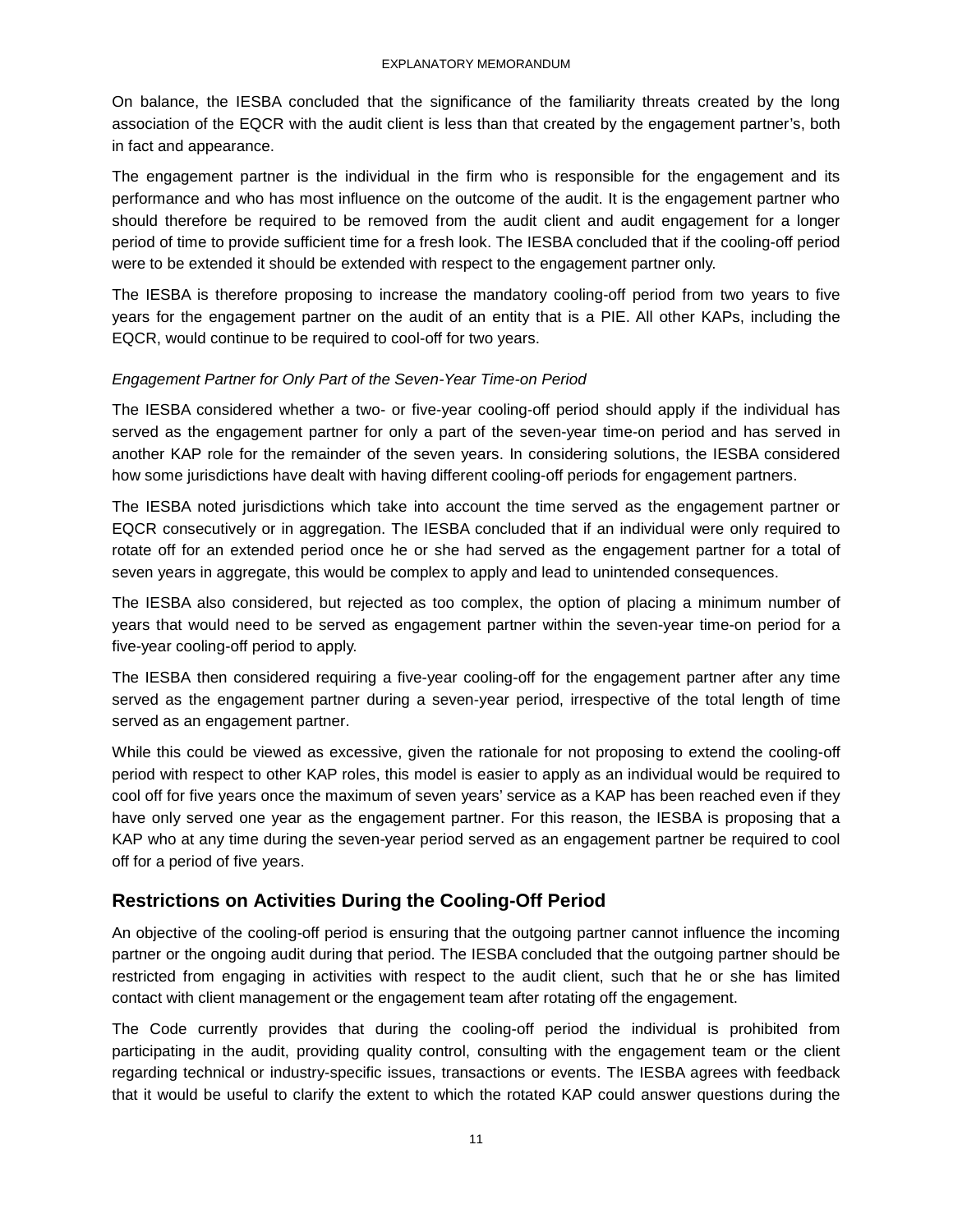On balance, the IESBA concluded that the significance of the familiarity threats created by the long association of the EQCR with the audit client is less than that created by the engagement partner's, both in fact and appearance.

The engagement partner is the individual in the firm who is responsible for the engagement and its performance and who has most influence on the outcome of the audit. It is the engagement partner who should therefore be required to be removed from the audit client and audit engagement for a longer period of time to provide sufficient time for a fresh look. The IESBA concluded that if the cooling-off period were to be extended it should be extended with respect to the engagement partner only.

The IESBA is therefore proposing to increase the mandatory cooling-off period from two years to five years for the engagement partner on the audit of an entity that is a PIE. All other KAPs, including the EQCR, would continue to be required to cool-off for two years.

*Engagement Partner for Only Part of the Seven-Year Time-on Period*

The IESBA considered whether a two- or five-year cooling-off period should apply if the individual has served as the engagement partner for only a part of the seven-year time-on period and has served in another KAP role for the remainder of the seven years. In considering solutions, the IESBA considered how some jurisdictions have dealt with having different cooling-off periods for engagement partners.

The IESBA noted jurisdictions which take into account the time served as the engagement partner or EQCR consecutively or in aggregation. The IESBA concluded that if an individual were only required to rotate off for an extended period once he or she had served as the engagement partner for a total of seven years in aggregate, this would be complex to apply and lead to unintended consequences.

The IESBA also considered, but rejected as too complex, the option of placing a minimum number of years that would need to be served as engagement partner within the seven-year time-on period for a five-year cooling-off period to apply.

The IESBA then considered requiring a five-year cooling-off for the engagement partner after any time served as the engagement partner during a seven-year period, irrespective of the total length of time served as an engagement partner.

While this could be viewed as excessive, given the rationale for not proposing to extend the cooling-off period with respect to other KAP roles, this model is easier to apply as an individual would be required to cool off for five years once the maximum of seven years' service as a KAP has been reached even if they have only served one year as the engagement partner. For this reason, the IESBA is proposing that a KAP who at any time during the seven-year period served as an engagement partner be required to cool off for a period of five years.

## Restrictions on Activities During the Cooling-Off Period

An objective of the cooling-off period is ensuring that the outgoing partner cannot influence the incoming partner or the ongoing audit during that period. The IESBA concluded that the outgoing partner should be restricted from engaging in activities with respect to the audit client, such that he or she has limited contact with client management or the engagement team after rotating off the engagement.

The Code currently provides that during the cooling-off period the individual is prohibited from participating in the audit, providing quality control, consulting with the engagement team or the client regarding technical or industry-specific issues, transactions or events. The IESBA agrees with feedback that it would be useful to clarify the extent to which the rotated KAP could answer questions during the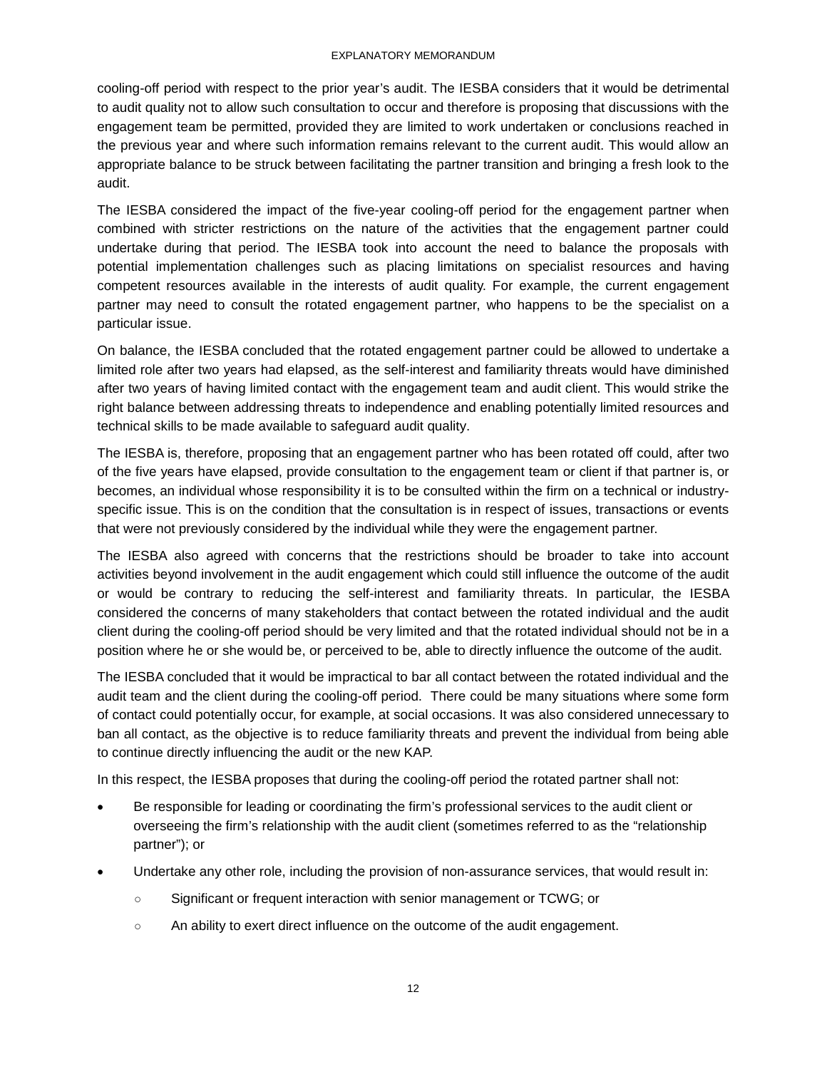cooling-off period with respect to the prior year's audit. The IESBA considers that it would be detrimental to audit quality not to allow such consultation to occur and therefore is proposing that discussions with the engagement team be permitted, provided they are limited to work undertaken or conclusions reached in the previous year and where such information remains relevant to the current audit. This would allow an appropriate balance to be struck between facilitating the partner transition and bringing a fresh look to the audit.

The IESBA considered the impact of the five-year cooling-off period for the engagement partner when combined with stricter restrictions on the nature of the activities that the engagement partner could undertake during that period. The IESBA took into account the need to balance the proposals with potential implementation challenges such as placing limitations on specialist resources and having competent resources available in the interests of audit quality. For example, the current engagement partner may need to consult the rotated engagement partner, who happens to be the specialist on a particular issue.

On balance, the IESBA concluded that the rotated engagement partner could be allowed to undertake a limited role after two years had elapsed, as the self-interest and familiarity threats would have diminished after two years of having limited contact with the engagement team and audit client. This would strike the right balance between addressing threats to independence and enabling potentially limited resources and technical skills to be made available to safeguard audit quality.

The IESBA is, therefore, proposing that an engagement partner who has been rotated off could, after two of the five years have elapsed, provide consultation to the engagement team or client if that partner is, or becomes, an individual whose responsibility it is to be consulted within the firm on a technical or industry-specific issue. This is on the condition that the consultation is in respect of issues, transactions or events that were not previously considered by the individual while they were the engagement partner.

The IESBA also agreed with concerns that the restrictions should be broader to take into account activities beyond involvement in the audit engagement which could still influence the outcome of the audit or would be contrary to reducing the self-interest and familiarity threats. In particular, the IESBA considered the concerns of many stakeholders that contact between the rotated individual and the audit client during the cooling-off period should be very limited and that the rotated individual should not be in a position where he or she would be, or perceived to be, able to directly influence the outcome of the audit.

The IESBA concluded that it would be impractical to bar all contact between the rotated individual and the audit team and the client during the cooling-off period. There could be many situations where some form of contact could potentially occur, for example, at social occasions. It was also considered unnecessary to ban all contact, as the objective is to reduce familiarity threats and prevent the individual from being able to continue directly influencing the audit or the new KAP.

In this respect, the IESBA proposes that during the cooling-off period the rotated partner shall not:

- Be responsible for leading or coordinating the firm's professional services to the audit client or overseeing the firm's relationship with the audit client (sometimes referred to as the "relationship partner"); or
- Undertake any other role, including the provision of non-assurance services, that would result in:
  - Significant or frequent interaction with senior management or TCWG; or
  - An ability to exert direct influence on the outcome of the audit engagement.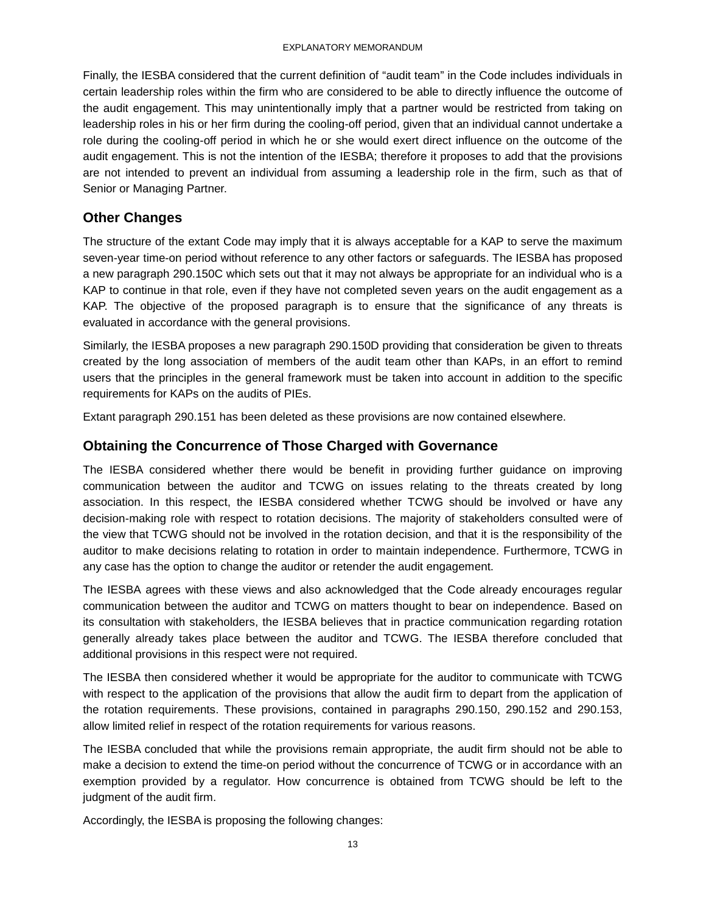Finally, the IESBA considered that the current definition of “audit team” in the Code includes individuals in certain leadership roles within the firm who are considered to be able to directly influence the outcome of the audit engagement. This may unintentionally imply that a partner would be restricted from taking on leadership roles in his or her firm during the cooling-off period, given that an individual cannot undertake a role during the cooling-off period in which he or she would exert direct influence on the outcome of the audit engagement. This is not the intention of the IESBA; therefore it proposes to add that the provisions are not intended to prevent an individual from assuming a leadership role in the firm, such as that of Senior or Managing Partner.

## Other Changes

The structure of the extant Code may imply that it is always acceptable for a KAP to serve the maximum seven-year time-on period without reference to any other factors or safeguards. The IESBA has proposed a new paragraph 290.150C which sets out that it may not always be appropriate for an individual who is a KAP to continue in that role, even if they have not completed seven years on the audit engagement as a KAP. The objective of the proposed paragraph is to ensure that the significance of any threats is evaluated in accordance with the general provisions.

Similarly, the IESBA proposes a new paragraph 290.150D providing that consideration be given to threats created by the long association of members of the audit team other than KAPs, in an effort to remind users that the principles in the general framework must be taken into account in addition to the specific requirements for KAPs on the audits of PIEs.

Extant paragraph 290.151 has been deleted as these provisions are now contained elsewhere.

## Obtaining the Concurrence of Those Charged with Governance

The IESBA considered whether there would be benefit in providing further guidance on improving communication between the auditor and TCWG on issues relating to the threats created by long association. In this respect, the IESBA considered whether TCWG should be involved or have any decision-making role with respect to rotation decisions. The majority of stakeholders consulted were of the view that TCWG should not be involved in the rotation decision, and that it is the responsibility of the auditor to make decisions relating to rotation in order to maintain independence. Furthermore, TCWG in any case has the option to change the auditor or retender the audit engagement.

The IESBA agrees with these views and also acknowledged that the Code already encourages regular communication between the auditor and TCWG on matters thought to bear on independence. Based on its consultation with stakeholders, the IESBA believes that in practice communication regarding rotation generally already takes place between the auditor and TCWG. The IESBA therefore concluded that additional provisions in this respect were not required.

The IESBA then considered whether it would be appropriate for the auditor to communicate with TCWG with respect to the application of the provisions that allow the audit firm to depart from the application of the rotation requirements. These provisions, contained in paragraphs 290.150, 290.152 and 290.153, allow limited relief in respect of the rotation requirements for various reasons.

The IESBA concluded that while the provisions remain appropriate, the audit firm should not be able to make a decision to extend the time-on period without the concurrence of TCWG or in accordance with an exemption provided by a regulator. How concurrence is obtained from TCWG should be left to the judgment of the audit firm.

Accordingly, the IESBA is proposing the following changes: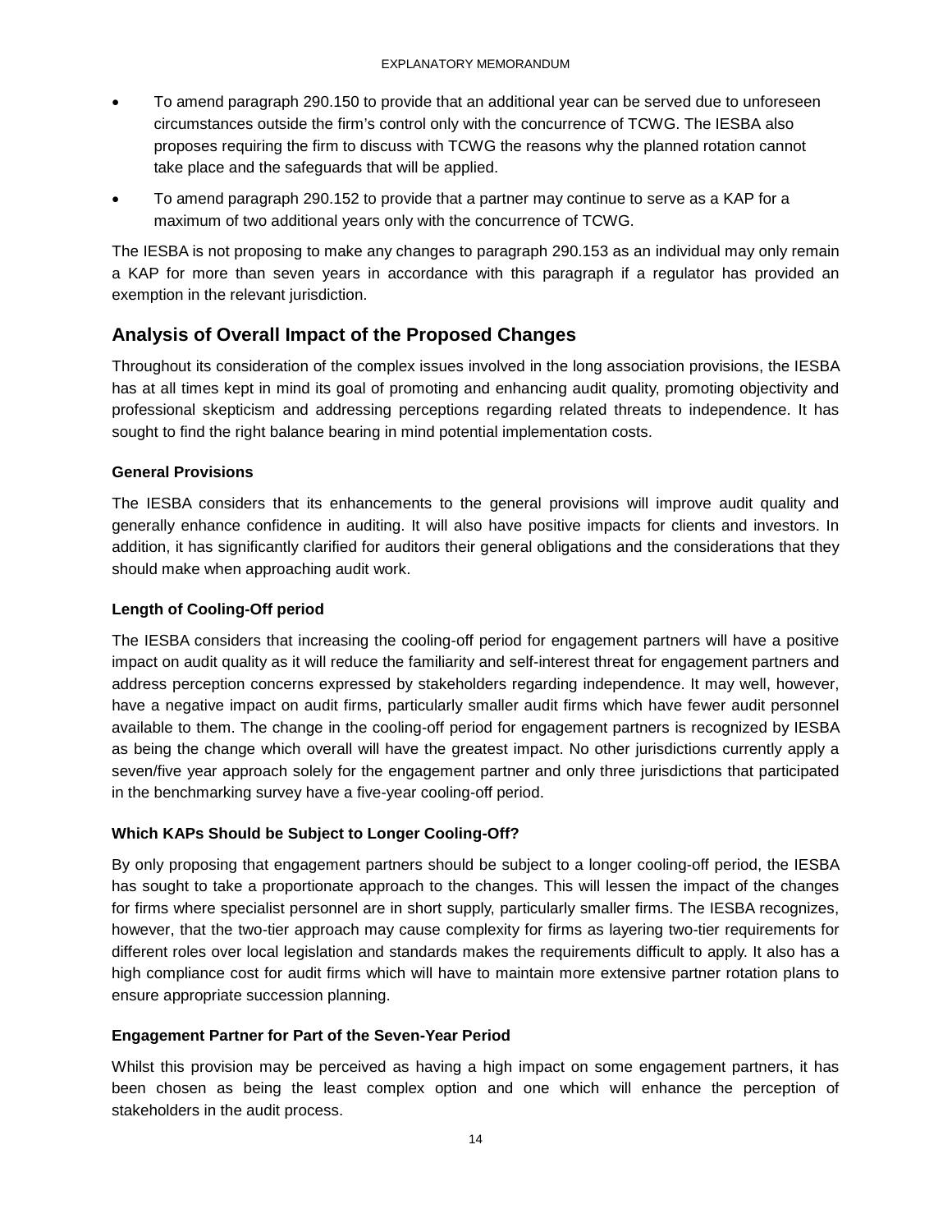- To amend paragraph 290.150 to provide that an additional year can be served due to unforeseen circumstances outside the firm's control only with the concurrence of TCWG. The IESBA also proposes requiring the firm to discuss with TCWG the reasons why the planned rotation cannot take place and the safeguards that will be applied.
- To amend paragraph 290.152 to provide that a partner may continue to serve as a KAP for a maximum of two additional years only with the concurrence of TCWG.

The IESBA is not proposing to make any changes to paragraph 290.153 as an individual may only remain a KAP for more than seven years in accordance with this paragraph if a regulator has provided an exemption in the relevant jurisdiction.

## Analysis of Overall Impact of the Proposed Changes

Throughout its consideration of the complex issues involved in the long association provisions, the IESBA has at all times kept in mind its goal of promoting and enhancing audit quality, promoting objectivity and professional skepticism and addressing perceptions regarding related threats to independence. It has sought to find the right balance bearing in mind potential implementation costs.

### General Provisions

The IESBA considers that its enhancements to the general provisions will improve audit quality and generally enhance confidence in auditing. It will also have positive impacts for clients and investors. In addition, it has significantly clarified for auditors their general obligations and the considerations that they should make when approaching audit work.

### Length of Cooling-Off period

The IESBA considers that increasing the cooling-off period for engagement partners will have a positive impact on audit quality as it will reduce the familiarity and self-interest threat for engagement partners and address perception concerns expressed by stakeholders regarding independence. It may well, however, have a negative impact on audit firms, particularly smaller audit firms which have fewer audit personnel available to them. The change in the cooling-off period for engagement partners is recognized by IESBA as being the change which overall will have the greatest impact. No other jurisdictions currently apply a seven/five year approach solely for the engagement partner and only three jurisdictions that participated in the benchmarking survey have a five-year cooling-off period.

### Which KAPs Should be Subject to Longer Cooling-Off?

By only proposing that engagement partners should be subject to a longer cooling-off period, the IESBA has sought to take a proportionate approach to the changes. This will lessen the impact of the changes for firms where specialist personnel are in short supply, particularly smaller firms. The IESBA recognizes, however, that the two-tier approach may cause complexity for firms as layering two-tier requirements for different roles over local legislation and standards makes the requirements difficult to apply. It also has a high compliance cost for audit firms which will have to maintain more extensive partner rotation plans to ensure appropriate succession planning.

### Engagement Partner for Part of the Seven-Year Period

Whilst this provision may be perceived as having a high impact on some engagement partners, it has been chosen as being the least complex option and one which will enhance the perception of stakeholders in the audit process.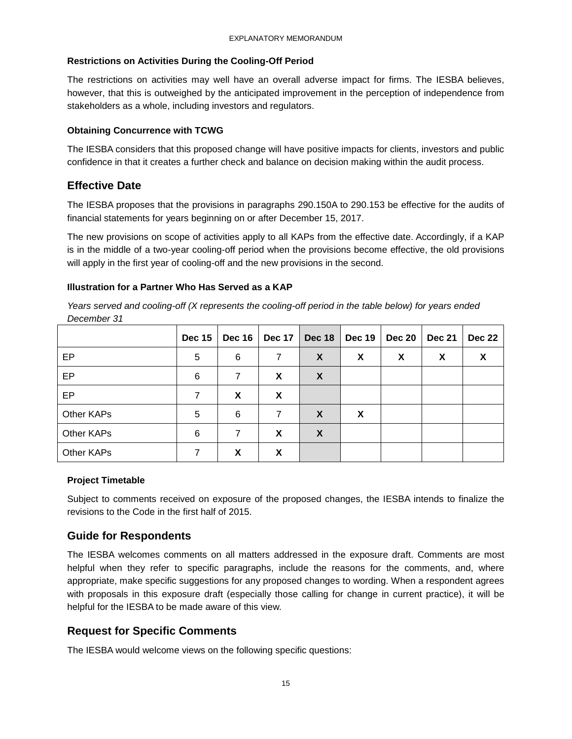#### Restrictions on Activities During the Cooling-Off Period

The restrictions on activities may well have an overall adverse impact for firms. The IESBA believes, however, that this is outweighed by the anticipated improvement in the perception of independence from stakeholders as a whole, including investors and regulators.

#### Obtaining Concurrence with TCWG

The IESBA considers that this proposed change will have positive impacts for clients, investors and public confidence in that it creates a further check and balance on decision making within the audit process.

## Effective Date

The IESBA proposes that the provisions in paragraphs 290.150A to 290.153 be effective for the audits of financial statements for years beginning on or after December 15, 2017.

The new provisions on scope of activities apply to all KAPs from the effective date. Accordingly, if a KAP is in the middle of a two-year cooling-off period when the provisions become effective, the old provisions will apply in the first year of cooling-off and the new provisions in the second.

#### Illustration for a Partner Who Has Served as a KAP

*Years served and cooling-off (X represents the cooling-off period in the table below) for years ended December 31*

| | Dec 15 | Dec 16 | Dec 17 | Dec 18 | Dec 19 | Dec 20 | Dec 21 | Dec 22 |
|---|---|---|---|---|---|---|---|---|
| EP | 5 | 6 | 7 | **X** | **X** | **X** | **X** | **X** |
| EP | 6 | 7 | **X** | **X** | | | | |
| EP | 7 | **X** | **X** | | | | | |
| Other KAPs | 5 | 6 | 7 | **X** | **X** | | | |
| Other KAPs | 6 | 7 | **X** | **X** | | | | |
| Other KAPs | 7 | **X** | **X** | | | | | |

#### Project Timetable

Subject to comments received on exposure of the proposed changes, the IESBA intends to finalize the revisions to the Code in the first half of 2015.

## Guide for Respondents

The IESBA welcomes comments on all matters addressed in the exposure draft. Comments are most helpful when they refer to specific paragraphs, include the reasons for the comments, and, where appropriate, make specific suggestions for any proposed changes to wording. When a respondent agrees with proposals in this exposure draft (especially those calling for change in current practice), it will be helpful for the IESBA to be made aware of this view.

## Request for Specific Comments

The IESBA would welcome views on the following specific questions: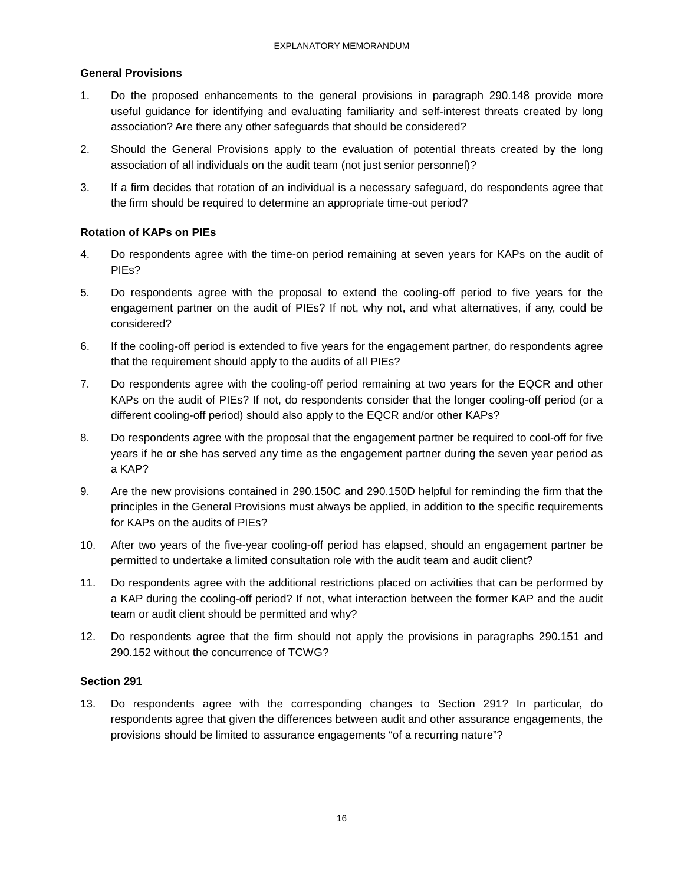### General Provisions

1. Do the proposed enhancements to the general provisions in paragraph 290.148 provide more useful guidance for identifying and evaluating familiarity and self-interest threats created by long association? Are there any other safeguards that should be considered?

2. Should the General Provisions apply to the evaluation of potential threats created by the long association of all individuals on the audit team (not just senior personnel)?

3. If a firm decides that rotation of an individual is a necessary safeguard, do respondents agree that the firm should be required to determine an appropriate time-out period?

### Rotation of KAPs on PIEs

4. Do respondents agree with the time-on period remaining at seven years for KAPs on the audit of PIEs?

5. Do respondents agree with the proposal to extend the cooling-off period to five years for the engagement partner on the audit of PIEs? If not, why not, and what alternatives, if any, could be considered?

6. If the cooling-off period is extended to five years for the engagement partner, do respondents agree that the requirement should apply to the audits of all PIEs?

7. Do respondents agree with the cooling-off period remaining at two years for the EQCR and other KAPs on the audit of PIEs? If not, do respondents consider that the longer cooling-off period (or a different cooling-off period) should also apply to the EQCR and/or other KAPs?

8. Do respondents agree with the proposal that the engagement partner be required to cool-off for five years if he or she has served any time as the engagement partner during the seven year period as a KAP?

9. Are the new provisions contained in 290.150C and 290.150D helpful for reminding the firm that the principles in the General Provisions must always be applied, in addition to the specific requirements for KAPs on the audits of PIEs?

10. After two years of the five-year cooling-off period has elapsed, should an engagement partner be permitted to undertake a limited consultation role with the audit team and audit client?

11. Do respondents agree with the additional restrictions placed on activities that can be performed by a KAP during the cooling-off period? If not, what interaction between the former KAP and the audit team or audit client should be permitted and why?

12. Do respondents agree that the firm should not apply the provisions in paragraphs 290.151 and 290.152 without the concurrence of TCWG?

### Section 291

13. Do respondents agree with the corresponding changes to Section 291? In particular, do respondents agree that given the differences between audit and other assurance engagements, the provisions should be limited to assurance engagements "of a recurring nature"?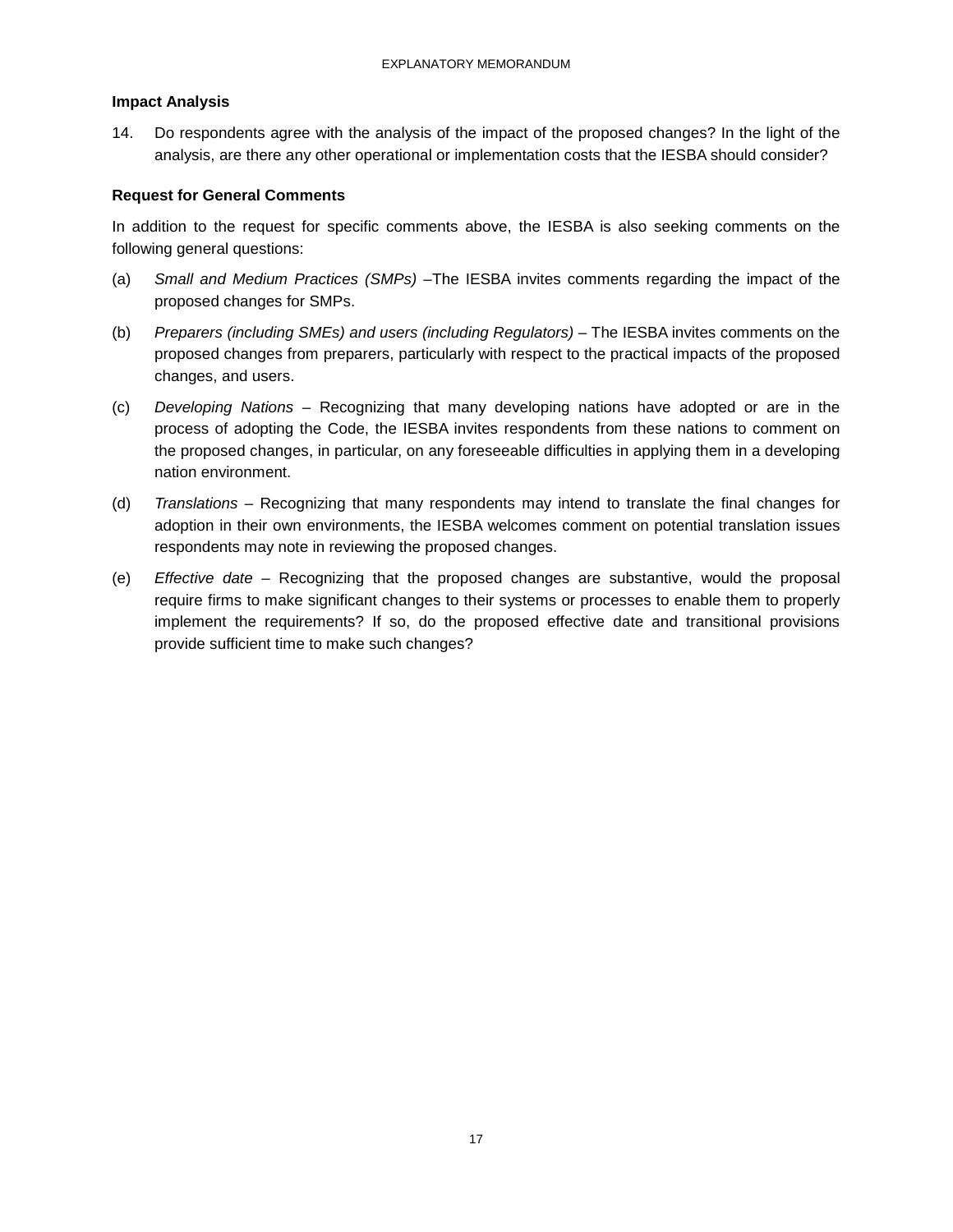**Impact Analysis**

14. Do respondents agree with the analysis of the impact of the proposed changes? In the light of the analysis, are there any other operational or implementation costs that the IESBA should consider?

**Request for General Comments**

In addition to the request for specific comments above, the IESBA is also seeking comments on the following general questions:

(a) *Small and Medium Practices (SMPs)* –The IESBA invites comments regarding the impact of the proposed changes for SMPs.

(b) *Preparers (including SMEs) and users (including Regulators)* – The IESBA invites comments on the proposed changes from preparers, particularly with respect to the practical impacts of the proposed changes, and users.

(c) *Developing Nations* – Recognizing that many developing nations have adopted or are in the process of adopting the Code, the IESBA invites respondents from these nations to comment on the proposed changes, in particular, on any foreseeable difficulties in applying them in a developing nation environment.

(d) *Translations* – Recognizing that many respondents may intend to translate the final changes for adoption in their own environments, the IESBA welcomes comment on potential translation issues respondents may note in reviewing the proposed changes.

(e) *Effective date* – Recognizing that the proposed changes are substantive, would the proposal require firms to make significant changes to their systems or processes to enable them to properly implement the requirements? If so, do the proposed effective date and transitional provisions provide sufficient time to make such changes?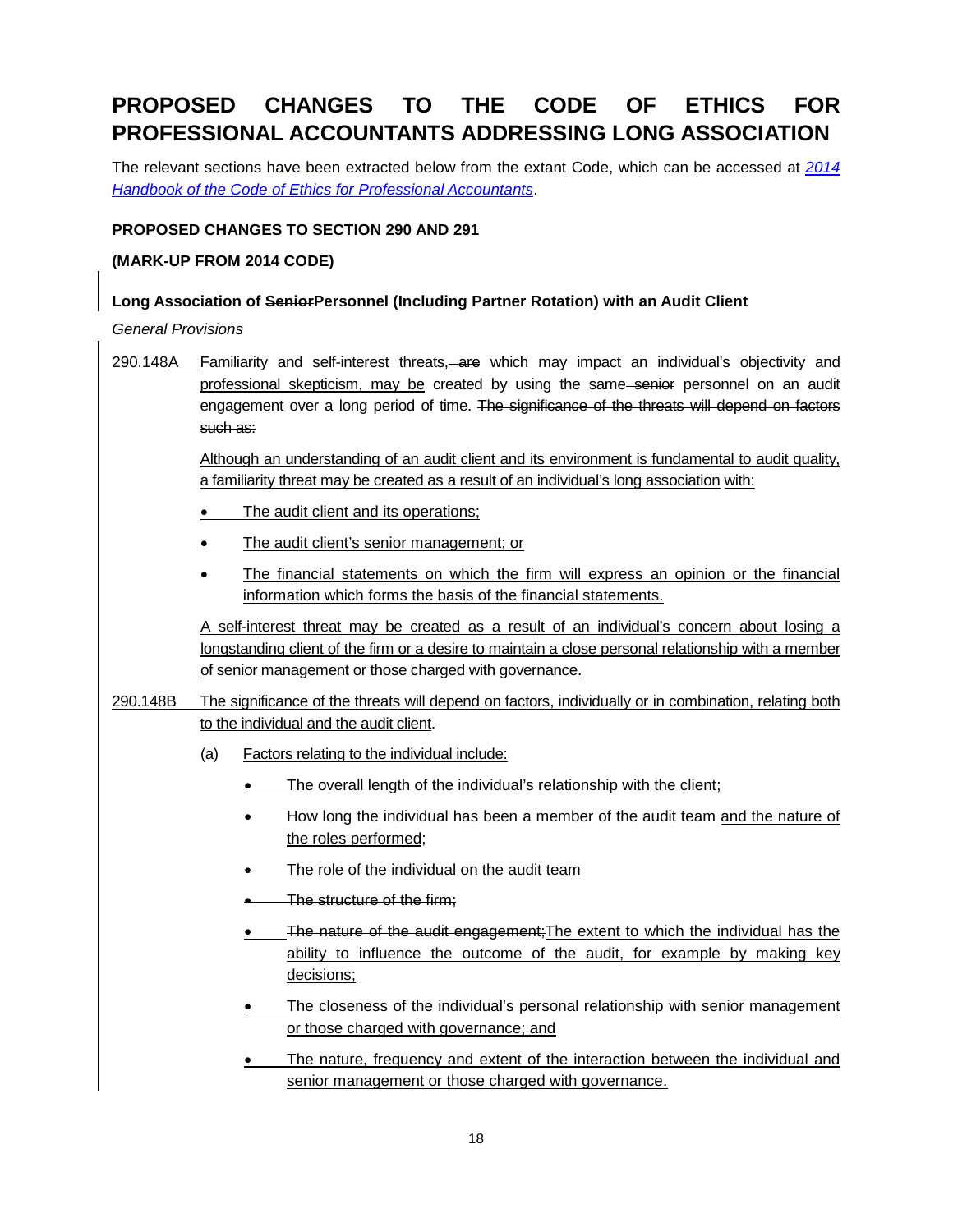# PROPOSED CHANGES TO THE CODE OF ETHICS FOR PROFESSIONAL ACCOUNTANTS ADDRESSING LONG ASSOCIATION

The relevant sections have been extracted below from the extant Code, which can be accessed at *2014 Handbook of the Code of Ethics for Professional Accountants*.

**PROPOSED CHANGES TO SECTION 290 AND 291**

**(MARK-UP FROM 2014 CODE)**

**Long Association of ~~Senior~~Personnel (Including Partner Rotation) with an Audit Client**

*General Provisions*

290.148A Familiarity and self-interest threats, ~~are~~ which may impact an individual's objectivity and professional skepticism, may be created by using the same ~~senior~~ personnel on an audit engagement over a long period of time. ~~The significance of the threats will depend on factors such as:~~

Although an understanding of an audit client and its environment is fundamental to audit quality, a familiarity threat may be created as a result of an individual's long association with:

- The audit client and its operations;
- The audit client's senior management; or
- The financial statements on which the firm will express an opinion or the financial information which forms the basis of the financial statements.

A self-interest threat may be created as a result of an individual's concern about losing a longstanding client of the firm or a desire to maintain a close personal relationship with a member of senior management or those charged with governance.

290.148B The significance of the threats will depend on factors, individually or in combination, relating both to the individual and the audit client.

(a) Factors relating to the individual include:

- The overall length of the individual's relationship with the client;
- How long the individual has been a member of the audit team and the nature of the roles performed;
- ~~The role of the individual on the audit team~~
- ~~The structure of the firm;~~
- ~~The nature of the audit engagement;~~The extent to which the individual has the ability to influence the outcome of the audit, for example by making key decisions;
- The closeness of the individual's personal relationship with senior management or those charged with governance; and
- The nature, frequency and extent of the interaction between the individual and senior management or those charged with governance.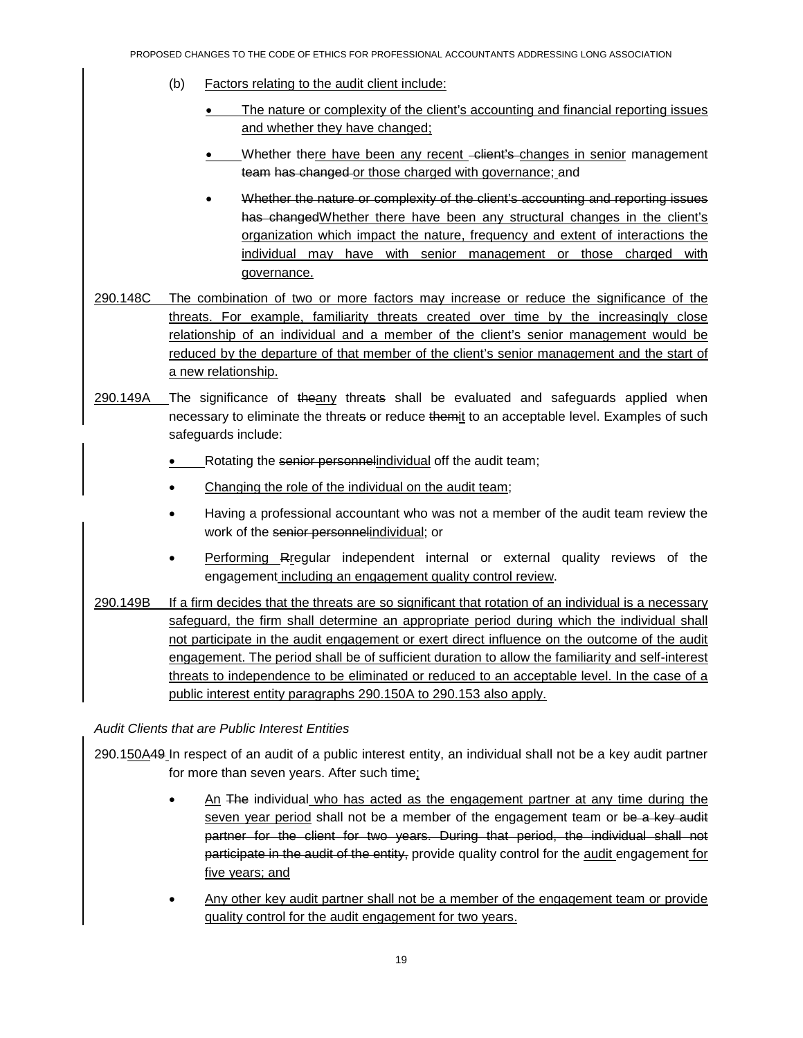(b) Factors relating to the audit client include:

- The nature or complexity of the client's accounting and financial reporting issues and whether they have changed;
- Whether there have been any recent client's changes in senior management team has changed or those charged with governance; and
- Whether the nature or complexity of the client's accounting and reporting issues has changedWhether there have been any structural changes in the client's organization which impact the nature, frequency and extent of interactions the individual may have with senior management or those charged with governance.

290.148C The combination of two or more factors may increase or reduce the significance of the threats. For example, familiarity threats created over time by the increasingly close relationship of an individual and a member of the client's senior management would be reduced by the departure of that member of the client's senior management and the start of a new relationship.

290.149A The significance of theany threats shall be evaluated and safeguards applied when necessary to eliminate the threats or reduce themit to an acceptable level. Examples of such safeguards include:

- Rotating the senior personnelindividual off the audit team;
- Changing the role of the individual on the audit team;
- Having a professional accountant who was not a member of the audit team review the work of the senior personnelindividual; or
- Performing Rregular independent internal or external quality reviews of the engagement including an engagement quality control review.

290.149B If a firm decides that the threats are so significant that rotation of an individual is a necessary safeguard, the firm shall determine an appropriate period during which the individual shall not participate in the audit engagement or exert direct influence on the outcome of the audit engagement. The period shall be of sufficient duration to allow the familiarity and self-interest threats to independence to be eliminated or reduced to an acceptable level. In the case of a public interest entity paragraphs 290.150A to 290.153 also apply.

*Audit Clients that are Public Interest Entities*

290.150A49 In respect of an audit of a public interest entity, an individual shall not be a key audit partner for more than seven years. After such time;

- An The individual who has acted as the engagement partner at any time during the seven year period shall not be a member of the engagement team or be a key audit partner for the client for two years. During that period, the individual shall not participate in the audit of the entity, provide quality control for the audit engagement for five years; and
- Any other key audit partner shall not be a member of the engagement team or provide quality control for the audit engagement for two years.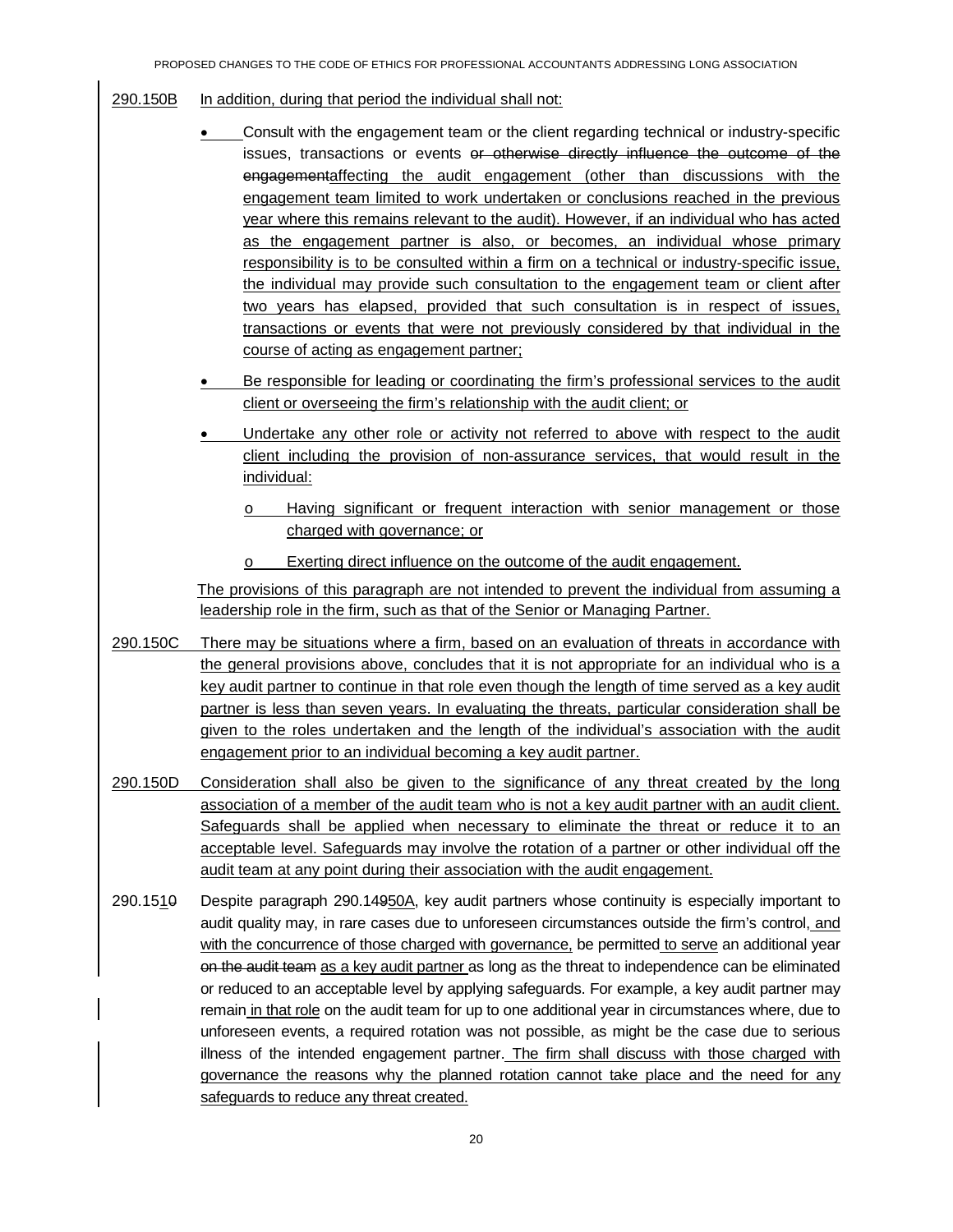290.150B In addition, during that period the individual shall not:

- Consult with the engagement team or the client regarding technical or industry-specific issues, transactions or events or otherwise directly influence the outcome of the engagementaffecting the audit engagement (other than discussions with the engagement team limited to work undertaken or conclusions reached in the previous year where this remains relevant to the audit). However, if an individual who has acted as the engagement partner is also, or becomes, an individual whose primary responsibility is to be consulted within a firm on a technical or industry-specific issue, the individual may provide such consultation to the engagement team or client after two years has elapsed, provided that such consultation is in respect of issues, transactions or events that were not previously considered by that individual in the course of acting as engagement partner;
- Be responsible for leading or coordinating the firm's professional services to the audit client or overseeing the firm's relationship with the audit client; or
- Undertake any other role or activity not referred to above with respect to the audit client including the provision of non-assurance services, that would result in the individual:
  - o Having significant or frequent interaction with senior management or those charged with governance; or
  - o Exerting direct influence on the outcome of the audit engagement.

The provisions of this paragraph are not intended to prevent the individual from assuming a leadership role in the firm, such as that of the Senior or Managing Partner.

290.150C There may be situations where a firm, based on an evaluation of threats in accordance with the general provisions above, concludes that it is not appropriate for an individual who is a key audit partner to continue in that role even though the length of time served as a key audit partner is less than seven years. In evaluating the threats, particular consideration shall be given to the roles undertaken and the length of the individual's association with the audit engagement prior to an individual becoming a key audit partner.

290.150D Consideration shall also be given to the significance of any threat created by the long association of a member of the audit team who is not a key audit partner with an audit client. Safeguards shall be applied when necessary to eliminate the threat or reduce it to an acceptable level. Safeguards may involve the rotation of a partner or other individual off the audit team at any point during their association with the audit engagement.

290.1510 Despite paragraph 290.14950A, key audit partners whose continuity is especially important to audit quality may, in rare cases due to unforeseen circumstances outside the firm's control, and with the concurrence of those charged with governance, be permitted to serve an additional year on the audit team as a key audit partner as long as the threat to independence can be eliminated or reduced to an acceptable level by applying safeguards. For example, a key audit partner may remain in that role on the audit team for up to one additional year in circumstances where, due to unforeseen events, a required rotation was not possible, as might be the case due to serious illness of the intended engagement partner. The firm shall discuss with those charged with governance the reasons why the planned rotation cannot take place and the need for any safeguards to reduce any threat created.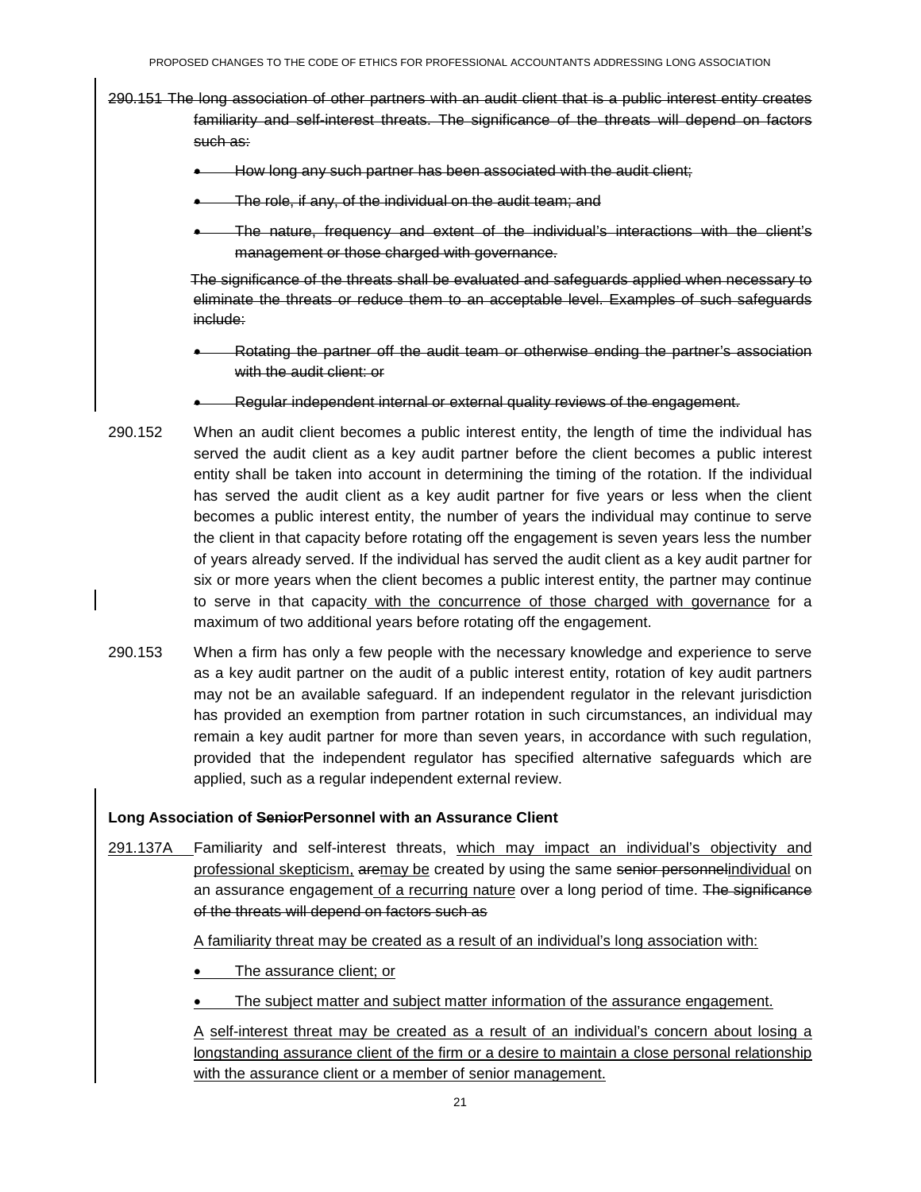~~290.151 The long association of other partners with an audit client that is a public interest entity creates familiarity and self-interest threats. The significance of the threats will depend on factors such as:~~

- ~~How long any such partner has been associated with the audit client;~~
- ~~The role, if any, of the individual on the audit team; and~~
- ~~The nature, frequency and extent of the individual's interactions with the client's management or those charged with governance.~~

~~The significance of the threats shall be evaluated and safeguards applied when necessary to eliminate the threats or reduce them to an acceptable level. Examples of such safeguards include:~~

- ~~Rotating the partner off the audit team or otherwise ending the partner's association with the audit client: or~~
- ~~Regular independent internal or external quality reviews of the engagement.~~

290.152 When an audit client becomes a public interest entity, the length of time the individual has served the audit client as a key audit partner before the client becomes a public interest entity shall be taken into account in determining the timing of the rotation. If the individual has served the audit client as a key audit partner for five years or less when the client becomes a public interest entity, the number of years the individual may continue to serve the client in that capacity before rotating off the engagement is seven years less the number of years already served. If the individual has served the audit client as a key audit partner for six or more years when the client becomes a public interest entity, the partner may continue to serve in that capacity with the concurrence of those charged with governance for a maximum of two additional years before rotating off the engagement.

290.153 When a firm has only a few people with the necessary knowledge and experience to serve as a key audit partner on the audit of a public interest entity, rotation of key audit partners may not be an available safeguard. If an independent regulator in the relevant jurisdiction has provided an exemption from partner rotation in such circumstances, an individual may remain a key audit partner for more than seven years, in accordance with such regulation, provided that the independent regulator has specified alternative safeguards which are applied, such as a regular independent external review.

**Long Association of ~~Senior~~Personnel with an Assurance Client**

291.137A Familiarity and self-interest threats, which may impact an individual's objectivity and professional skepticism, ~~are~~may be created by using the same ~~senior personnel~~individual on an assurance engagement of a recurring nature over a long period of time. ~~The significance of the threats will depend on factors such as~~

A familiarity threat may be created as a result of an individual's long association with:

- The assurance client; or
- The subject matter and subject matter information of the assurance engagement.

A self-interest threat may be created as a result of an individual's concern about losing a longstanding assurance client of the firm or a desire to maintain a close personal relationship with the assurance client or a member of senior management.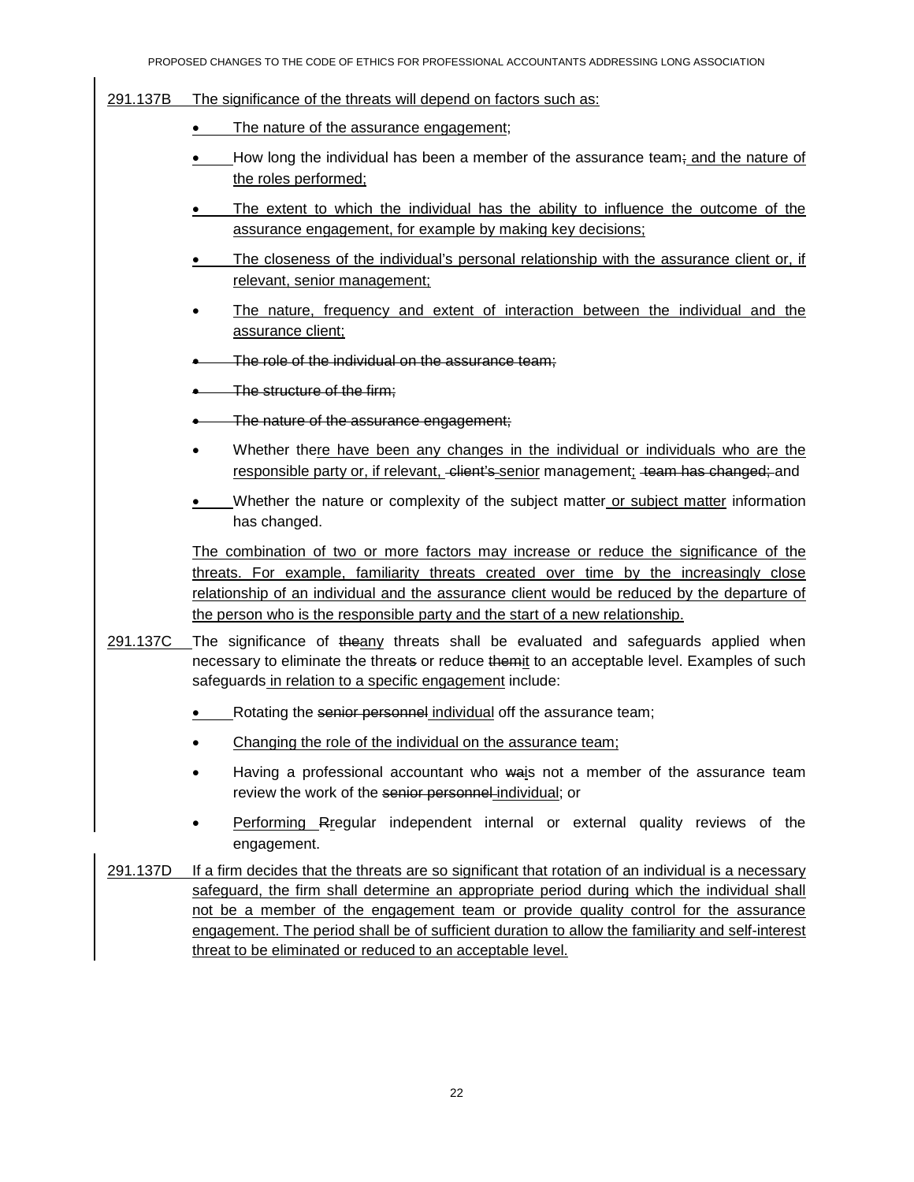291.137B The significance of the threats will depend on factors such as:

- The nature of the assurance engagement;
- How long the individual has been a member of the assurance team; and the nature of the roles performed;
- The extent to which the individual has the ability to influence the outcome of the assurance engagement, for example by making key decisions;
- The closeness of the individual's personal relationship with the assurance client or, if relevant, senior management;
- The nature, frequency and extent of interaction between the individual and the assurance client;
- ~~The role of the individual on the assurance team;~~
- ~~The structure of the firm;~~
- ~~The nature of the assurance engagement;~~
- Whether there have been any changes in the individual or individuals who are the responsible party or, if relevant, ~~client's~~ senior management; ~~team has changed;~~ and
- Whether the nature or complexity of the subject matter or subject matter information has changed.

The combination of two or more factors may increase or reduce the significance of the threats. For example, familiarity threats created over time by the increasingly close relationship of an individual and the assurance client would be reduced by the departure of the person who is the responsible party and the start of a new relationship.

291.137C The significance of ~~the~~any threats shall be evaluated and safeguards applied when necessary to eliminate the threat~~s~~ or reduce ~~them~~it to an acceptable level. Examples of such safeguards in relation to a specific engagement include:

- Rotating the ~~senior personnel~~ individual off the assurance team;
- Changing the role of the individual on the assurance team;
- Having a professional accountant who ~~wa~~is not a member of the assurance team review the work of the ~~senior personnel~~ individual; or
- Performing ~~R~~regular independent internal or external quality reviews of the engagement.

291.137D If a firm decides that the threats are so significant that rotation of an individual is a necessary safeguard, the firm shall determine an appropriate period during which the individual shall not be a member of the engagement team or provide quality control for the assurance engagement. The period shall be of sufficient duration to allow the familiarity and self-interest threat to be eliminated or reduced to an acceptable level.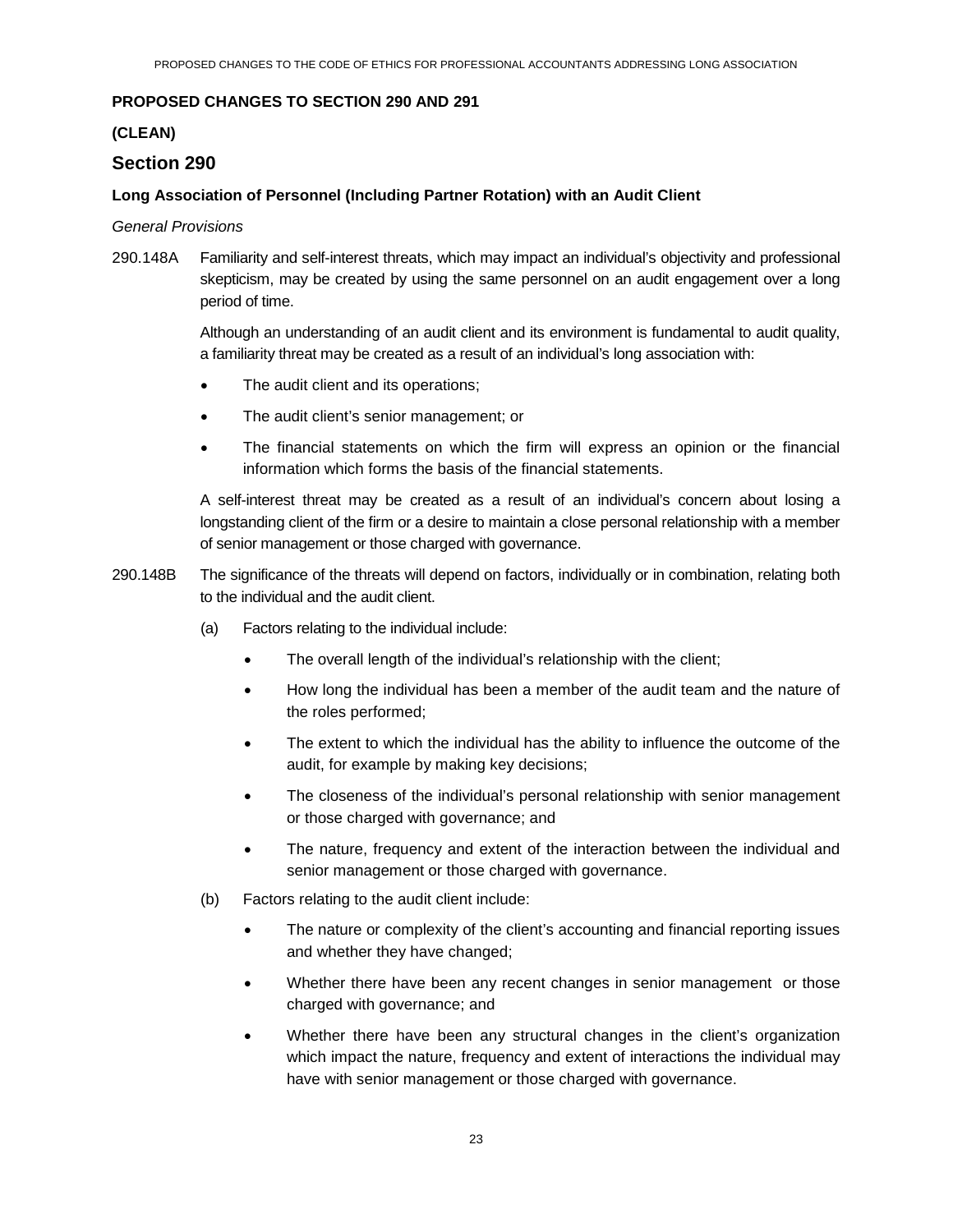**PROPOSED CHANGES TO SECTION 290 AND 291**

**(CLEAN)**

## Section 290

**Long Association of Personnel (Including Partner Rotation) with an Audit Client**

*General Provisions*

290.148A Familiarity and self-interest threats, which may impact an individual's objectivity and professional skepticism, may be created by using the same personnel on an audit engagement over a long period of time.

Although an understanding of an audit client and its environment is fundamental to audit quality, a familiarity threat may be created as a result of an individual's long association with:

- The audit client and its operations;
- The audit client's senior management; or
- The financial statements on which the firm will express an opinion or the financial information which forms the basis of the financial statements.

A self-interest threat may be created as a result of an individual's concern about losing a longstanding client of the firm or a desire to maintain a close personal relationship with a member of senior management or those charged with governance.

290.148B The significance of the threats will depend on factors, individually or in combination, relating both to the individual and the audit client.

(a) Factors relating to the individual include:

- The overall length of the individual's relationship with the client;
- How long the individual has been a member of the audit team and the nature of the roles performed;
- The extent to which the individual has the ability to influence the outcome of the audit, for example by making key decisions;
- The closeness of the individual's personal relationship with senior management or those charged with governance; and
- The nature, frequency and extent of the interaction between the individual and senior management or those charged with governance.

(b) Factors relating to the audit client include:

- The nature or complexity of the client's accounting and financial reporting issues and whether they have changed;
- Whether there have been any recent changes in senior management or those charged with governance; and
- Whether there have been any structural changes in the client's organization which impact the nature, frequency and extent of interactions the individual may have with senior management or those charged with governance.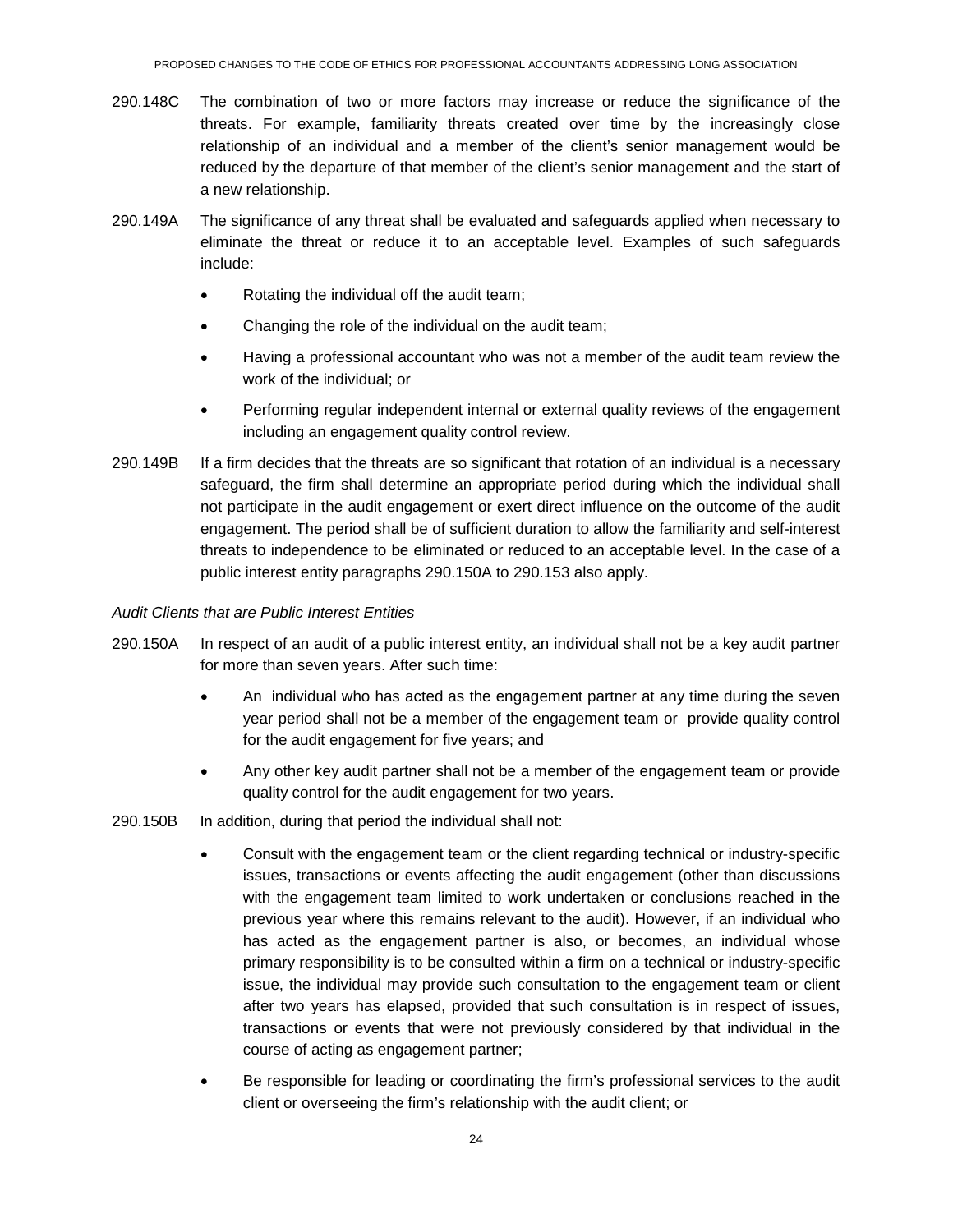290.148C The combination of two or more factors may increase or reduce the significance of the threats. For example, familiarity threats created over time by the increasingly close relationship of an individual and a member of the client's senior management would be reduced by the departure of that member of the client's senior management and the start of a new relationship.

290.149A The significance of any threat shall be evaluated and safeguards applied when necessary to eliminate the threat or reduce it to an acceptable level. Examples of such safeguards include:

- Rotating the individual off the audit team;
- Changing the role of the individual on the audit team;
- Having a professional accountant who was not a member of the audit team review the work of the individual; or
- Performing regular independent internal or external quality reviews of the engagement including an engagement quality control review.

290.149B If a firm decides that the threats are so significant that rotation of an individual is a necessary safeguard, the firm shall determine an appropriate period during which the individual shall not participate in the audit engagement or exert direct influence on the outcome of the audit engagement. The period shall be of sufficient duration to allow the familiarity and self-interest threats to independence to be eliminated or reduced to an acceptable level. In the case of a public interest entity paragraphs 290.150A to 290.153 also apply.

*Audit Clients that are Public Interest Entities*

290.150A In respect of an audit of a public interest entity, an individual shall not be a key audit partner for more than seven years. After such time:

- An individual who has acted as the engagement partner at any time during the seven year period shall not be a member of the engagement team or provide quality control for the audit engagement for five years; and
- Any other key audit partner shall not be a member of the engagement team or provide quality control for the audit engagement for two years.

290.150B In addition, during that period the individual shall not:

- Consult with the engagement team or the client regarding technical or industry-specific issues, transactions or events affecting the audit engagement (other than discussions with the engagement team limited to work undertaken or conclusions reached in the previous year where this remains relevant to the audit). However, if an individual who has acted as the engagement partner is also, or becomes, an individual whose primary responsibility is to be consulted within a firm on a technical or industry-specific issue, the individual may provide such consultation to the engagement team or client after two years has elapsed, provided that such consultation is in respect of issues, transactions or events that were not previously considered by that individual in the course of acting as engagement partner;
- Be responsible for leading or coordinating the firm's professional services to the audit client or overseeing the firm's relationship with the audit client; or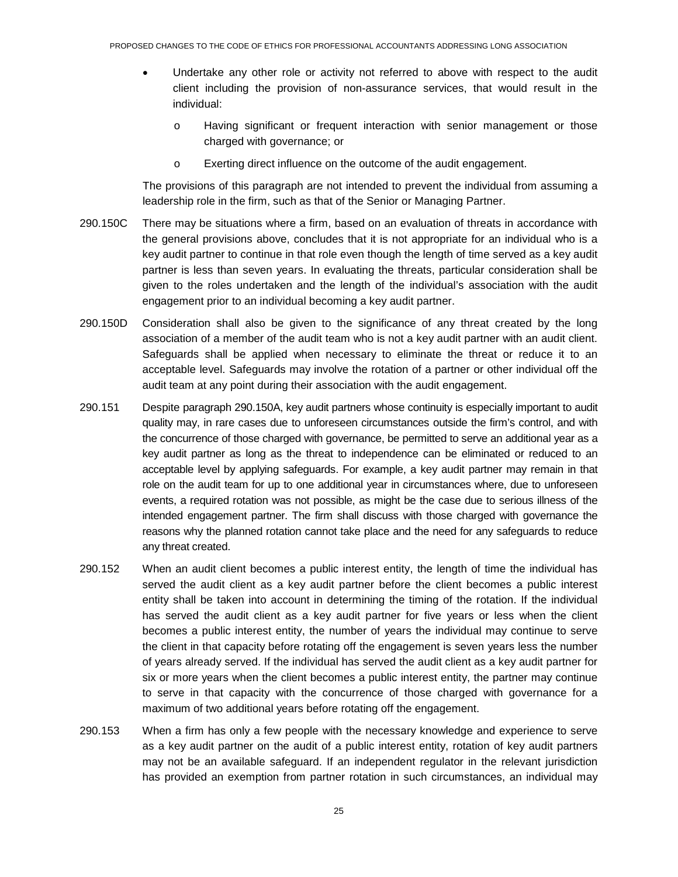- Undertake any other role or activity not referred to above with respect to the audit client including the provision of non-assurance services, that would result in the individual:
  - o Having significant or frequent interaction with senior management or those charged with governance; or
  - o Exerting direct influence on the outcome of the audit engagement.

The provisions of this paragraph are not intended to prevent the individual from assuming a leadership role in the firm, such as that of the Senior or Managing Partner.

290.150C There may be situations where a firm, based on an evaluation of threats in accordance with the general provisions above, concludes that it is not appropriate for an individual who is a key audit partner to continue in that role even though the length of time served as a key audit partner is less than seven years. In evaluating the threats, particular consideration shall be given to the roles undertaken and the length of the individual's association with the audit engagement prior to an individual becoming a key audit partner.

290.150D Consideration shall also be given to the significance of any threat created by the long association of a member of the audit team who is not a key audit partner with an audit client. Safeguards shall be applied when necessary to eliminate the threat or reduce it to an acceptable level. Safeguards may involve the rotation of a partner or other individual off the audit team at any point during their association with the audit engagement.

290.151 Despite paragraph 290.150A, key audit partners whose continuity is especially important to audit quality may, in rare cases due to unforeseen circumstances outside the firm's control, and with the concurrence of those charged with governance, be permitted to serve an additional year as a key audit partner as long as the threat to independence can be eliminated or reduced to an acceptable level by applying safeguards. For example, a key audit partner may remain in that role on the audit team for up to one additional year in circumstances where, due to unforeseen events, a required rotation was not possible, as might be the case due to serious illness of the intended engagement partner. The firm shall discuss with those charged with governance the reasons why the planned rotation cannot take place and the need for any safeguards to reduce any threat created.

290.152 When an audit client becomes a public interest entity, the length of time the individual has served the audit client as a key audit partner before the client becomes a public interest entity shall be taken into account in determining the timing of the rotation. If the individual has served the audit client as a key audit partner for five years or less when the client becomes a public interest entity, the number of years the individual may continue to serve the client in that capacity before rotating off the engagement is seven years less the number of years already served. If the individual has served the audit client as a key audit partner for six or more years when the client becomes a public interest entity, the partner may continue to serve in that capacity with the concurrence of those charged with governance for a maximum of two additional years before rotating off the engagement.

290.153 When a firm has only a few people with the necessary knowledge and experience to serve as a key audit partner on the audit of a public interest entity, rotation of key audit partners may not be an available safeguard. If an independent regulator in the relevant jurisdiction has provided an exemption from partner rotation in such circumstances, an individual may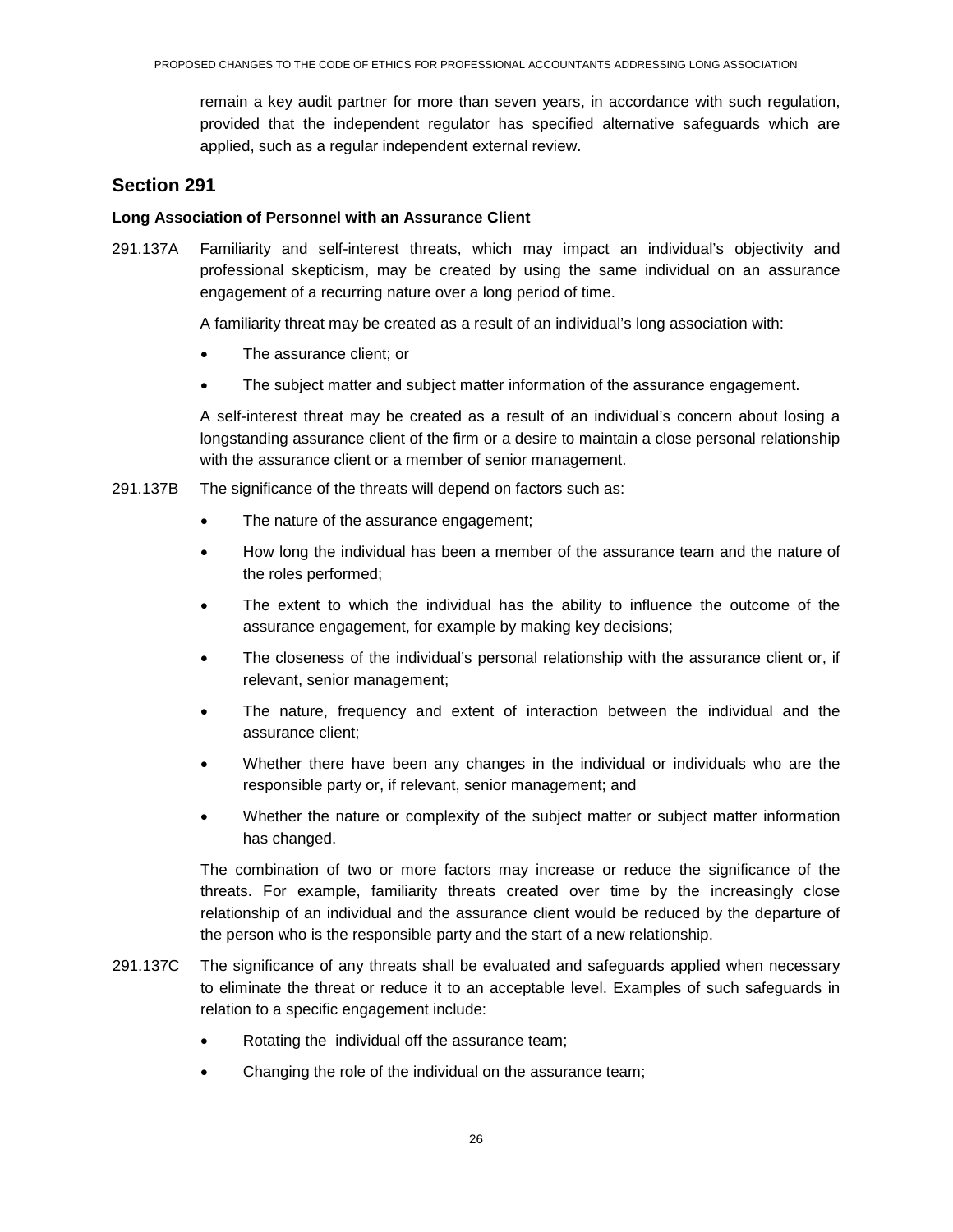remain a key audit partner for more than seven years, in accordance with such regulation, provided that the independent regulator has specified alternative safeguards which are applied, such as a regular independent external review.

## Section 291

**Long Association of Personnel with an Assurance Client**

291.137A Familiarity and self-interest threats, which may impact an individual's objectivity and professional skepticism, may be created by using the same individual on an assurance engagement of a recurring nature over a long period of time.

A familiarity threat may be created as a result of an individual's long association with:

- The assurance client; or
- The subject matter and subject matter information of the assurance engagement.

A self-interest threat may be created as a result of an individual's concern about losing a longstanding assurance client of the firm or a desire to maintain a close personal relationship with the assurance client or a member of senior management.

291.137B The significance of the threats will depend on factors such as:

- The nature of the assurance engagement;
- How long the individual has been a member of the assurance team and the nature of the roles performed;
- The extent to which the individual has the ability to influence the outcome of the assurance engagement, for example by making key decisions;
- The closeness of the individual's personal relationship with the assurance client or, if relevant, senior management;
- The nature, frequency and extent of interaction between the individual and the assurance client;
- Whether there have been any changes in the individual or individuals who are the responsible party or, if relevant, senior management; and
- Whether the nature or complexity of the subject matter or subject matter information has changed.

The combination of two or more factors may increase or reduce the significance of the threats. For example, familiarity threats created over time by the increasingly close relationship of an individual and the assurance client would be reduced by the departure of the person who is the responsible party and the start of a new relationship.

291.137C The significance of any threats shall be evaluated and safeguards applied when necessary to eliminate the threat or reduce it to an acceptable level. Examples of such safeguards in relation to a specific engagement include:

- Rotating the individual off the assurance team;
- Changing the role of the individual on the assurance team;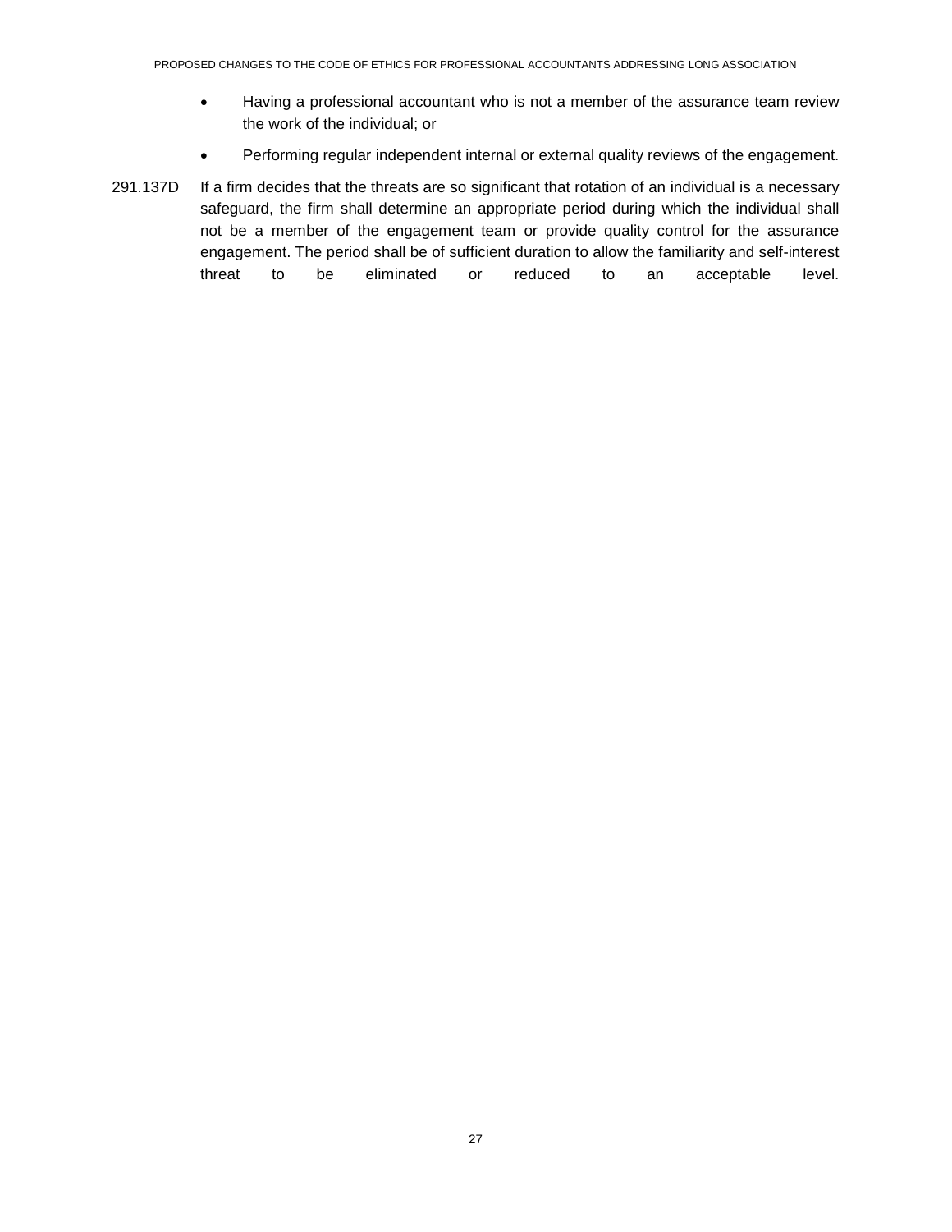- Having a professional accountant who is not a member of the assurance team review the work of the individual; or
- Performing regular independent internal or external quality reviews of the engagement.

291.137D If a firm decides that the threats are so significant that rotation of an individual is a necessary safeguard, the firm shall determine an appropriate period during which the individual shall not be a member of the engagement team or provide quality control for the assurance engagement. The period shall be of sufficient duration to allow the familiarity and self-interest threat to be eliminated or reduced to an acceptable level.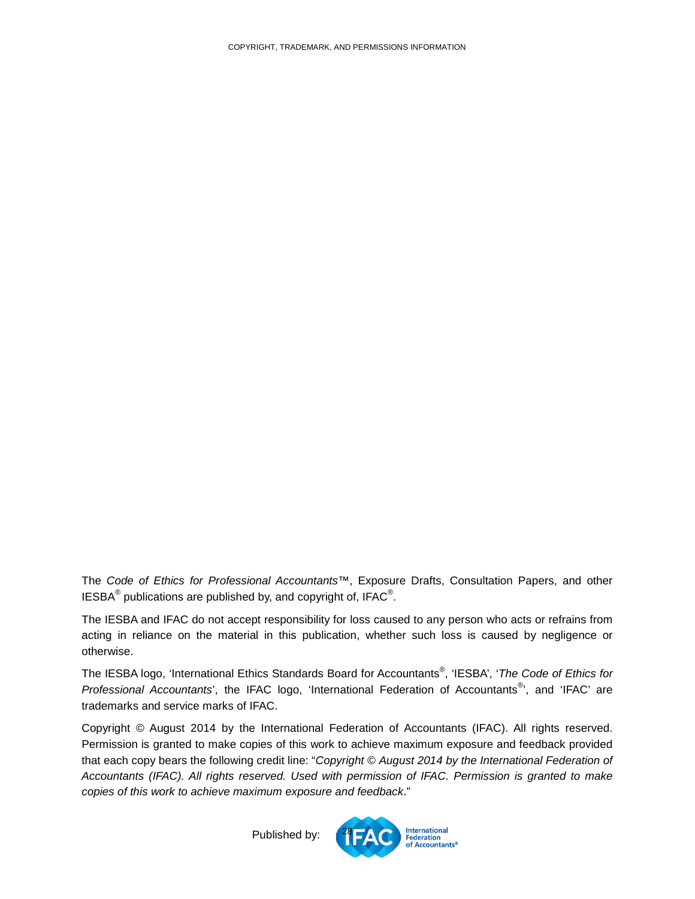The *Code of Ethics for Professional Accountants*™, Exposure Drafts, Consultation Papers, and other IESBA® publications are published by, and copyright of, IFAC®.

The IESBA and IFAC do not accept responsibility for loss caused to any person who acts or refrains from acting in reliance on the material in this publication, whether such loss is caused by negligence or otherwise.

The IESBA logo, 'International Ethics Standards Board for Accountants®, 'IESBA', '*The Code of Ethics for Professional Accountants*', the IFAC logo, 'International Federation of Accountants®', and 'IFAC' are trademarks and service marks of IFAC.

Copyright © August 2014 by the International Federation of Accountants (IFAC). All rights reserved. Permission is granted to make copies of this work to achieve maximum exposure and feedback provided that each copy bears the following credit line: "*Copyright © August 2014 by the International Federation of Accountants (IFAC). All rights reserved. Used with permission of IFAC. Permission is granted to make copies of this work to achieve maximum exposure and feedback*."

Published by: IFAC International Federation of Accountants®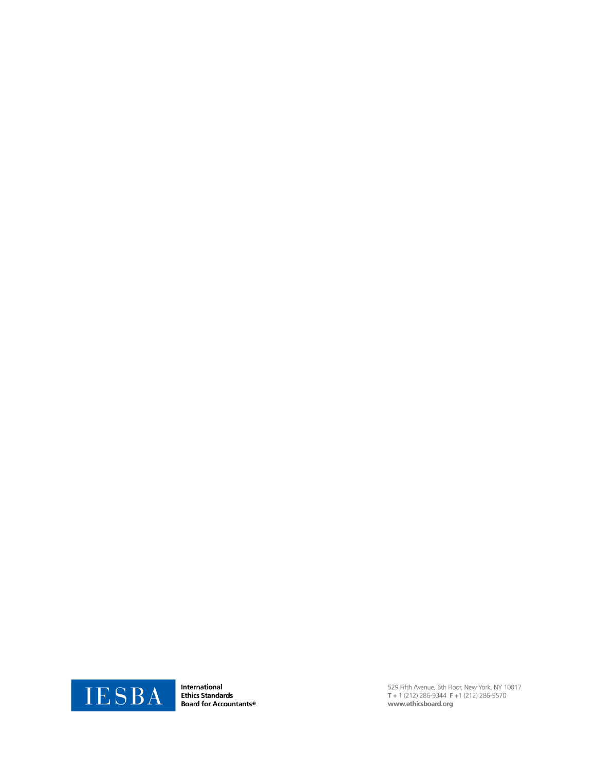IESBA

International
Ethics Standards
Board for Accountants®

529 Fifth Avenue, 6th Floor, New York, NY 10017
**T** + 1 (212) 286-9344 **F** +1 (212) 286-9570
**www.ethicsboard.org**